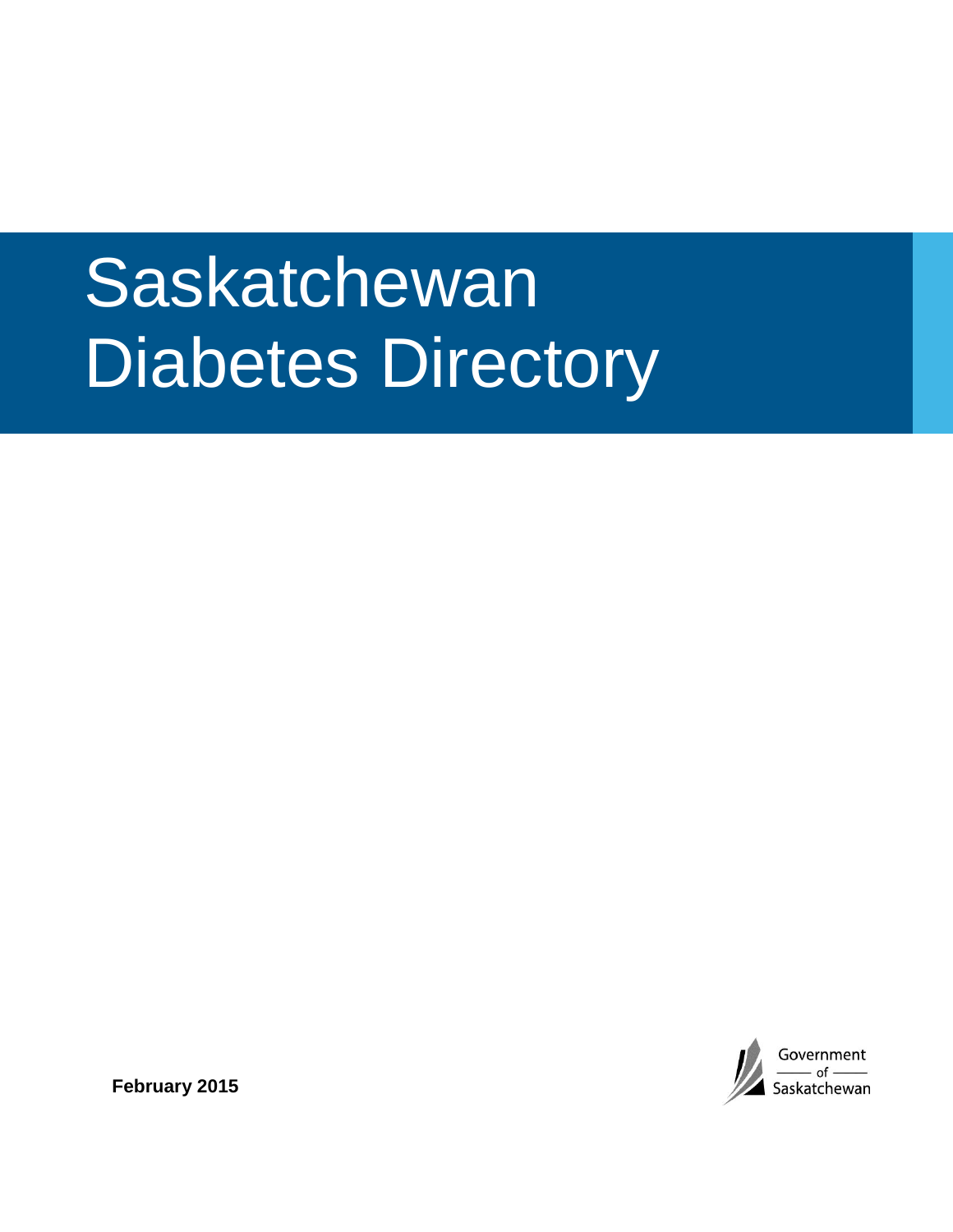# Saskatchewan Diabetes Directory

**February 2015**

Government of Saskatchewan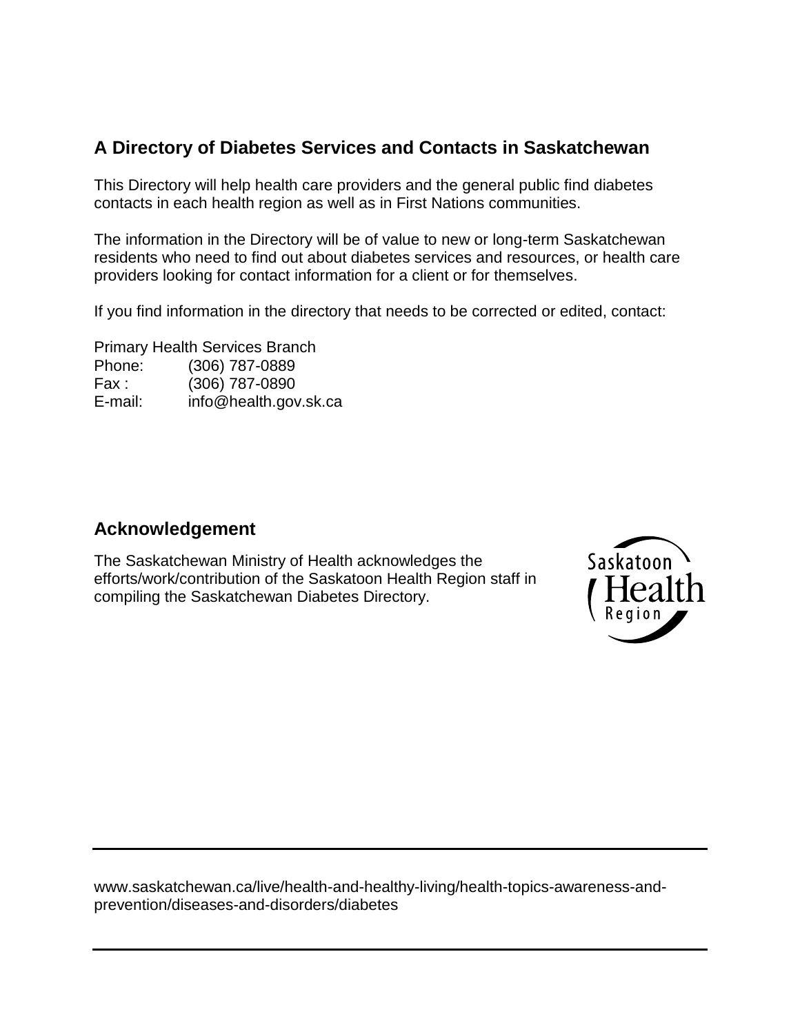## A Directory of Diabetes Services and Contacts in Saskatchewan

This Directory will help health care providers and the general public find diabetes contacts in each health region as well as in First Nations communities.

The information in the Directory will be of value to new or long-term Saskatchewan residents who need to find out about diabetes services and resources, or health care providers looking for contact information for a client or for themselves.

If you find information in the directory that needs to be corrected or edited, contact:

Primary Health Services Branch
Phone: (306) 787-0889
Fax : (306) 787-0890
E-mail: info@health.gov.sk.ca

## Acknowledgement

The Saskatchewan Ministry of Health acknowledges the efforts/work/contribution of the Saskatoon Health Region staff in compiling the Saskatchewan Diabetes Directory.

Saskatoon Health Region

---

www.saskatchewan.ca/live/health-and-healthy-living/health-topics-awareness-and-prevention/diseases-and-disorders/diabetes

---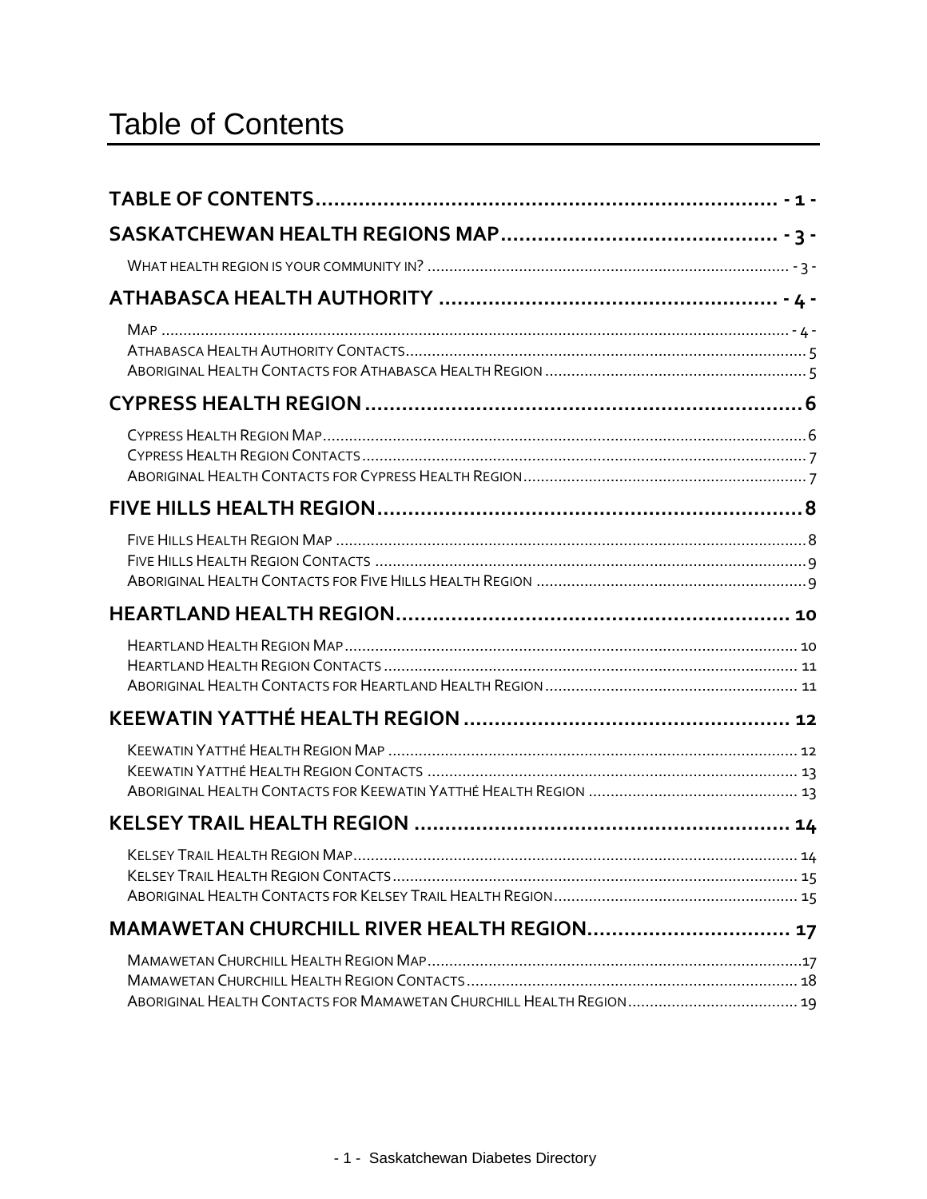# Table of Contents

**TABLE OF CONTENTS** ... - 1 -

**SASKATCHEWAN HEALTH REGIONS MAP** ... - 3 -

- WHAT HEALTH REGION IS YOUR COMMUNITY IN? ... - 3 -

**ATHABASCA HEALTH AUTHORITY** ... - 4 -

- MAP ... - 4 -
- ATHABASCA HEALTH AUTHORITY CONTACTS ... 5
- ABORIGINAL HEALTH CONTACTS FOR ATHABASCA HEALTH REGION ... 5

**CYPRESS HEALTH REGION** ... 6

- CYPRESS HEALTH REGION MAP ... 6
- CYPRESS HEALTH REGION CONTACTS ... 7
- ABORIGINAL HEALTH CONTACTS FOR CYPRESS HEALTH REGION ... 7

**FIVE HILLS HEALTH REGION** ... 8

- FIVE HILLS HEALTH REGION MAP ... 8
- FIVE HILLS HEALTH REGION CONTACTS ... 9
- ABORIGINAL HEALTH CONTACTS FOR FIVE HILLS HEALTH REGION ... 9

**HEARTLAND HEALTH REGION** ... 10

- HEARTLAND HEALTH REGION MAP ... 10
- HEARTLAND HEALTH REGION CONTACTS ... 11
- ABORIGINAL HEALTH CONTACTS FOR HEARTLAND HEALTH REGION ... 11

**KEEWATIN YATTHÉ HEALTH REGION** ... 12

- KEEWATIN YATTHÉ HEALTH REGION MAP ... 12
- KEEWATIN YATTHÉ HEALTH REGION CONTACTS ... 13
- ABORIGINAL HEALTH CONTACTS FOR KEEWATIN YATTHÉ HEALTH REGION ... 13

**KELSEY TRAIL HEALTH REGION** ... 14

- KELSEY TRAIL HEALTH REGION MAP ... 14
- KELSEY TRAIL HEALTH REGION CONTACTS ... 15
- ABORIGINAL HEALTH CONTACTS FOR KELSEY TRAIL HEALTH REGION ... 15

**MAMAWETAN CHURCHILL RIVER HEALTH REGION** ... 17

- MAMAWETAN CHURCHILL HEALTH REGION MAP ... 17
- MAMAWETAN CHURCHILL HEALTH REGION CONTACTS ... 18
- ABORIGINAL HEALTH CONTACTS FOR MAMAWETAN CHURCHILL HEALTH REGION ... 19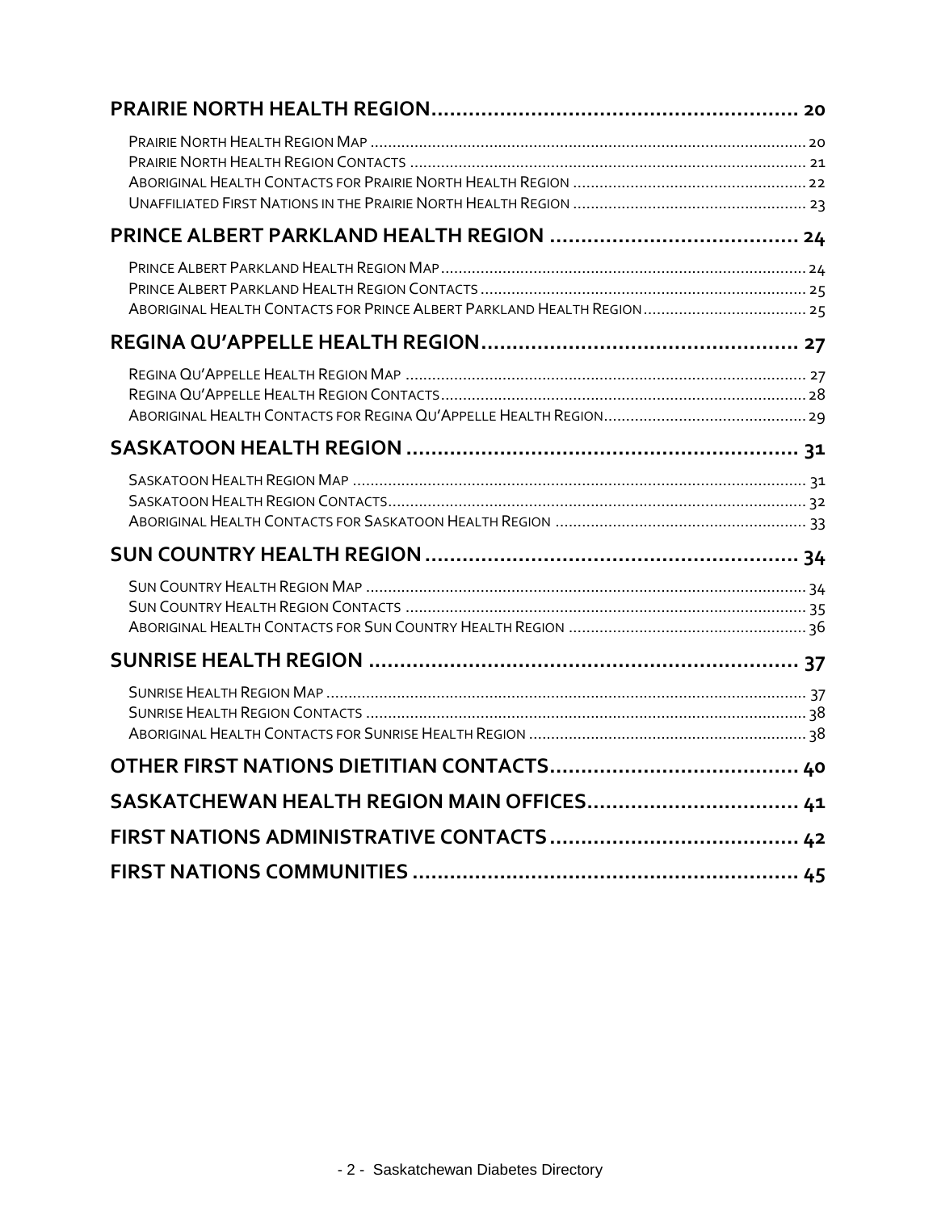**PRAIRIE NORTH HEALTH REGION ........................................................ 20**

Prairie North Health Region Map ........................................................ 20
Prairie North Health Region Contacts ........................................................ 21
Aboriginal Health Contacts for Prairie North Health Region ........................................................ 22
Unaffiliated First Nations in the Prairie North Health Region ........................................................ 23

**PRINCE ALBERT PARKLAND HEALTH REGION ........................................................ 24**

Prince Albert Parkland Health Region Map ........................................................ 24
Prince Albert Parkland Health Region Contacts ........................................................ 25
Aboriginal Health Contacts for Prince Albert Parkland Health Region ........................................................ 25

**REGINA QU'APPELLE HEALTH REGION ........................................................ 27**

Regina Qu'Appelle Health Region Map ........................................................ 27
Regina Qu'Appelle Health Region Contacts ........................................................ 28
Aboriginal Health Contacts for Regina Qu'Appelle Health Region ........................................................ 29

**SASKATOON HEALTH REGION ........................................................ 31**

Saskatoon Health Region Map ........................................................ 31
Saskatoon Health Region Contacts ........................................................ 32
Aboriginal Health Contacts for Saskatoon Health Region ........................................................ 33

**SUN COUNTRY HEALTH REGION ........................................................ 34**

Sun Country Health Region Map ........................................................ 34
Sun Country Health Region Contacts ........................................................ 35
Aboriginal Health Contacts for Sun Country Health Region ........................................................ 36

**SUNRISE HEALTH REGION ........................................................ 37**

Sunrise Health Region Map ........................................................ 37
Sunrise Health Region Contacts ........................................................ 38
Aboriginal Health Contacts for Sunrise Health Region ........................................................ 38

**OTHER FIRST NATIONS DIETITIAN CONTACTS ........................................................ 40**

**SASKATCHEWAN HEALTH REGION MAIN OFFICES ........................................................ 41**

**FIRST NATIONS ADMINISTRATIVE CONTACTS ........................................................ 42**

**FIRST NATIONS COMMUNITIES ........................................................ 45**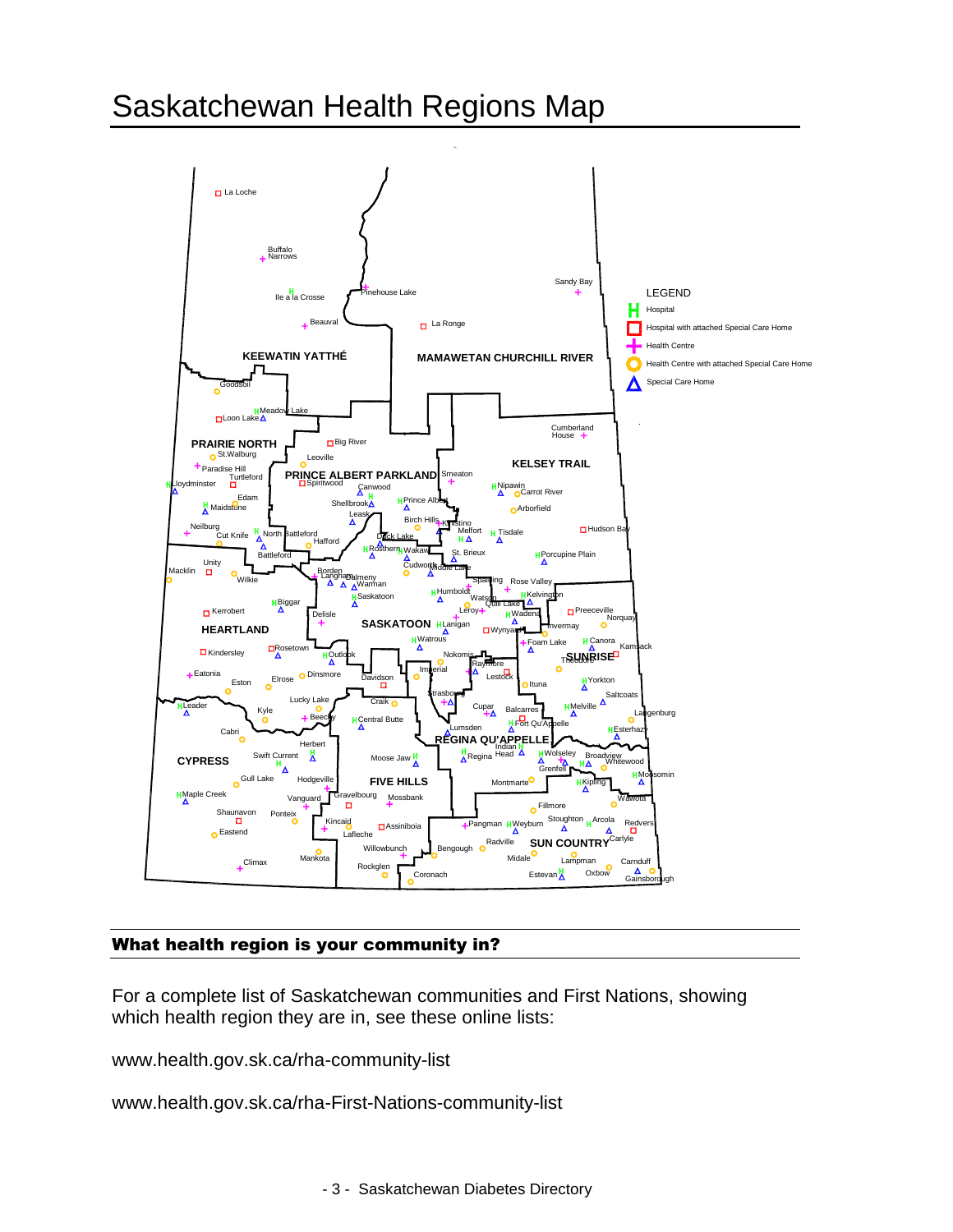# Saskatchewan Health Regions Map

**What health region is your community in?**

For a complete list of Saskatchewan communities and First Nations, showing which health region they are in, see these online lists:

www.health.gov.sk.ca/rha-community-list

www.health.gov.sk.ca/rha-First-Nations-community-list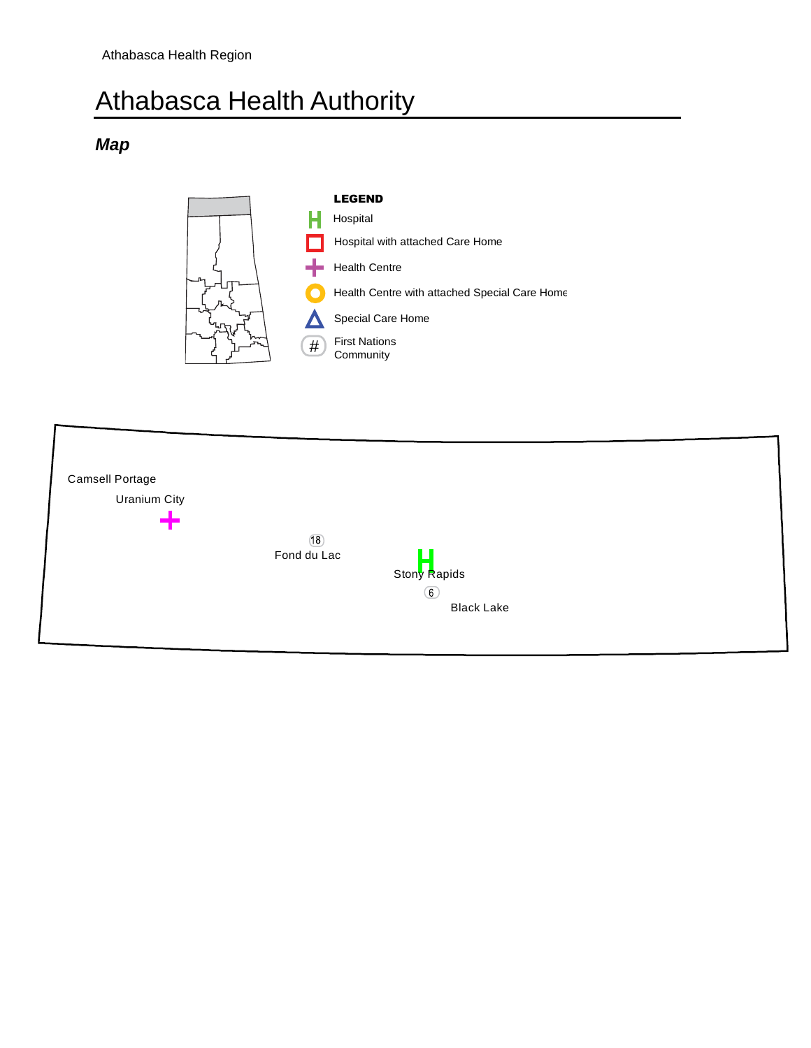Athabasca Health Region

# Athabasca Health Authority

## *Map*

**LEGEND**

- Hospital
- Hospital with attached Care Home
- Health Centre
- Health Centre with attached Special Care Home
- Special Care Home
- # First Nations Community

Camsell Portage

Uranium City

18

Fond du Lac

Stony Rapids

6

Black Lake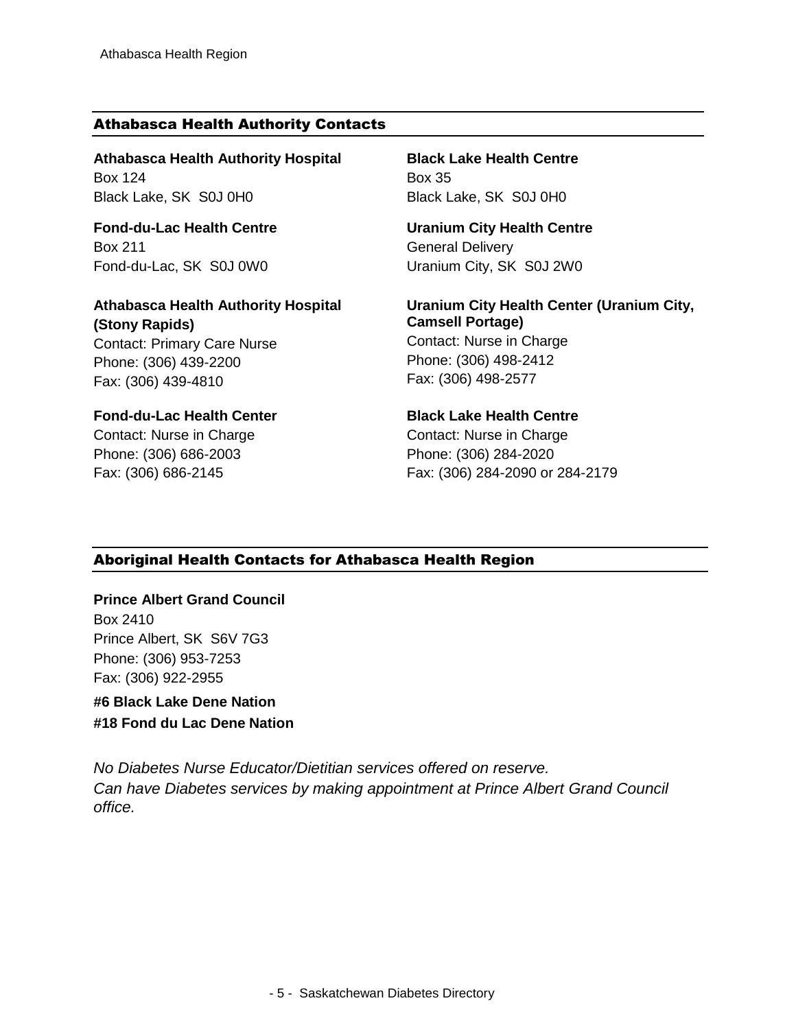## Athabasca Health Authority Contacts

**Athabasca Health Authority Hospital**
Box 124
Black Lake, SK  S0J 0H0

**Black Lake Health Centre**
Box 35
Black Lake, SK  S0J 0H0

**Fond-du-Lac Health Centre**
Box 211
Fond-du-Lac, SK  S0J 0W0

**Uranium City Health Centre**
General Delivery
Uranium City, SK  S0J 2W0

**Athabasca Health Authority Hospital (Stony Rapids)**
Contact: Primary Care Nurse
Phone: (306) 439-2200
Fax: (306) 439-4810

**Uranium City Health Center (Uranium City, Camsell Portage)**
Contact: Nurse in Charge
Phone: (306) 498-2412
Fax: (306) 498-2577

**Fond-du-Lac Health Center**
Contact: Nurse in Charge
Phone: (306) 686-2003
Fax: (306) 686-2145

**Black Lake Health Centre**
Contact: Nurse in Charge
Phone: (306) 284-2020
Fax: (306) 284-2090 or 284-2179

## Aboriginal Health Contacts for Athabasca Health Region

**Prince Albert Grand Council**
Box 2410
Prince Albert, SK  S6V 7G3
Phone: (306) 953-7253
Fax: (306) 922-2955

**#6 Black Lake Dene Nation**
**#18 Fond du Lac Dene Nation**

*No Diabetes Nurse Educator/Dietitian services offered on reserve.*
*Can have Diabetes services by making appointment at Prince Albert Grand Council office.*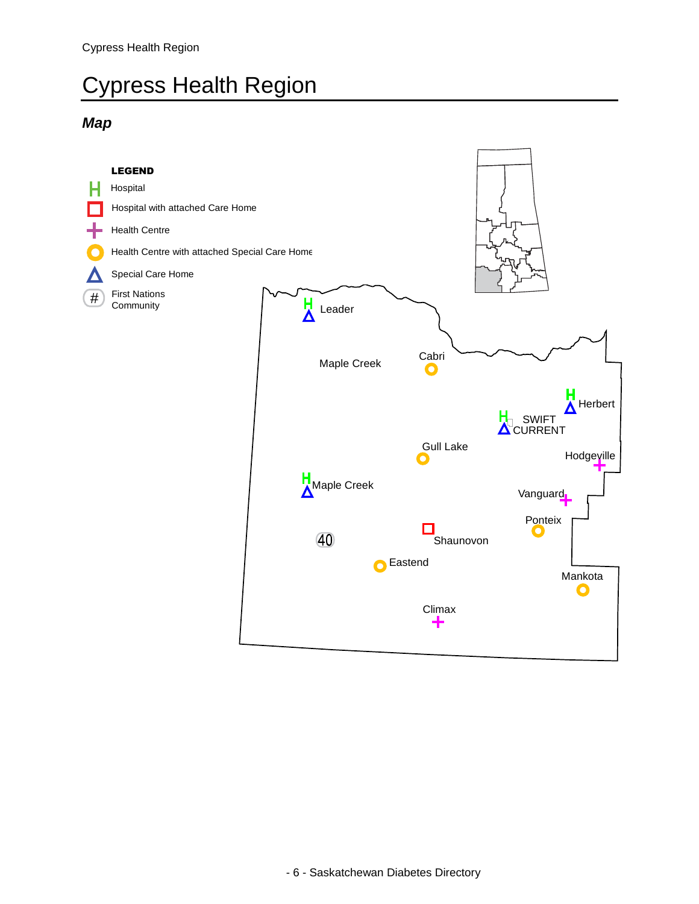# Cypress Health Region

### *Map*

**LEGEND**

- Hospital
- Hospital with attached Care Home
- Health Centre
- Health Centre with attached Special Care Home
- Special Care Home
- First Nations Community

Leader

Maple Creek

Cabri

Herbert

SWIFT CURRENT

Gull Lake

Hodgeville

Maple Creek

Vanguard

Ponteix

40

Shaunovon

Eastend

Mankota

Climax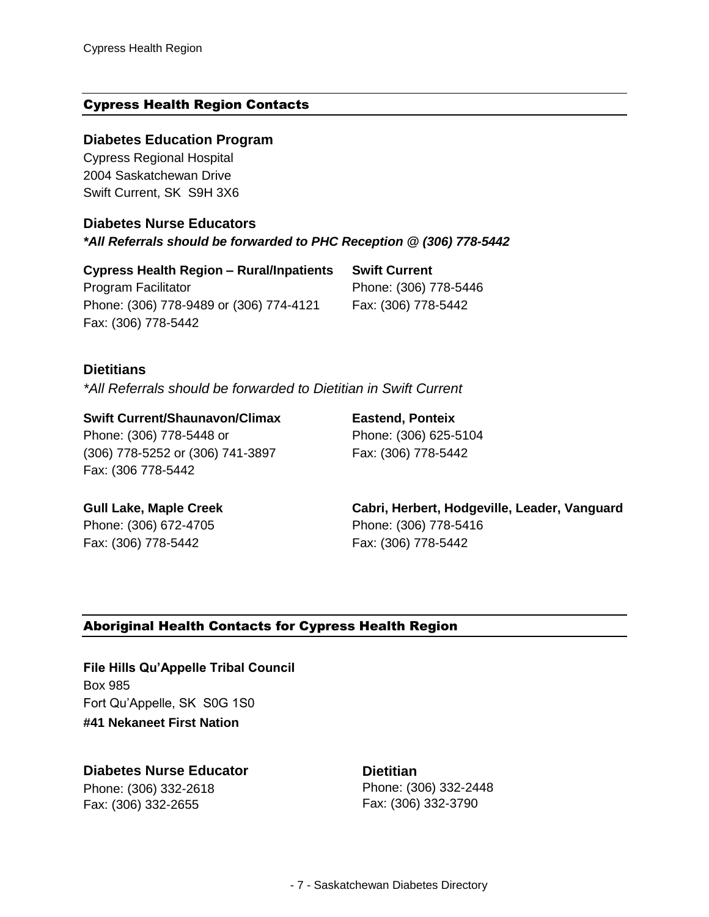## Cypress Health Region Contacts

### Diabetes Education Program

Cypress Regional Hospital
2004 Saskatchewan Drive
Swift Current, SK  S9H 3X6

### Diabetes Nurse Educators

***All Referrals should be forwarded to PHC Reception @ (306) 778-5442**

**Cypress Health Region – Rural/Inpatients**
Program Facilitator
Phone: (306) 778-9489 or (306) 774-4121
Fax: (306) 778-5442

**Swift Current**
Phone: (306) 778-5446
Fax: (306) 778-5442

### Dietitians

**All Referrals should be forwarded to Dietitian in Swift Current*

**Swift Current/Shaunavon/Climax**
Phone: (306) 778-5448 or
(306) 778-5252 or (306) 741-3897
Fax: (306 778-5442

**Eastend, Ponteix**
Phone: (306) 625-5104
Fax: (306) 778-5442

**Gull Lake, Maple Creek**
Phone: (306) 672-4705
Fax: (306) 778-5442

**Cabri, Herbert, Hodgeville, Leader, Vanguard**
Phone: (306) 778-5416
Fax: (306) 778-5442

## Aboriginal Health Contacts for Cypress Health Region

**File Hills Qu'Appelle Tribal Council**
Box 985
Fort Qu'Appelle, SK  S0G 1S0
**#41 Nekaneet First Nation**

### Diabetes Nurse Educator

Phone: (306) 332-2618
Fax: (306) 332-2655

### Dietitian

Phone: (306) 332-2448
Fax: (306) 332-3790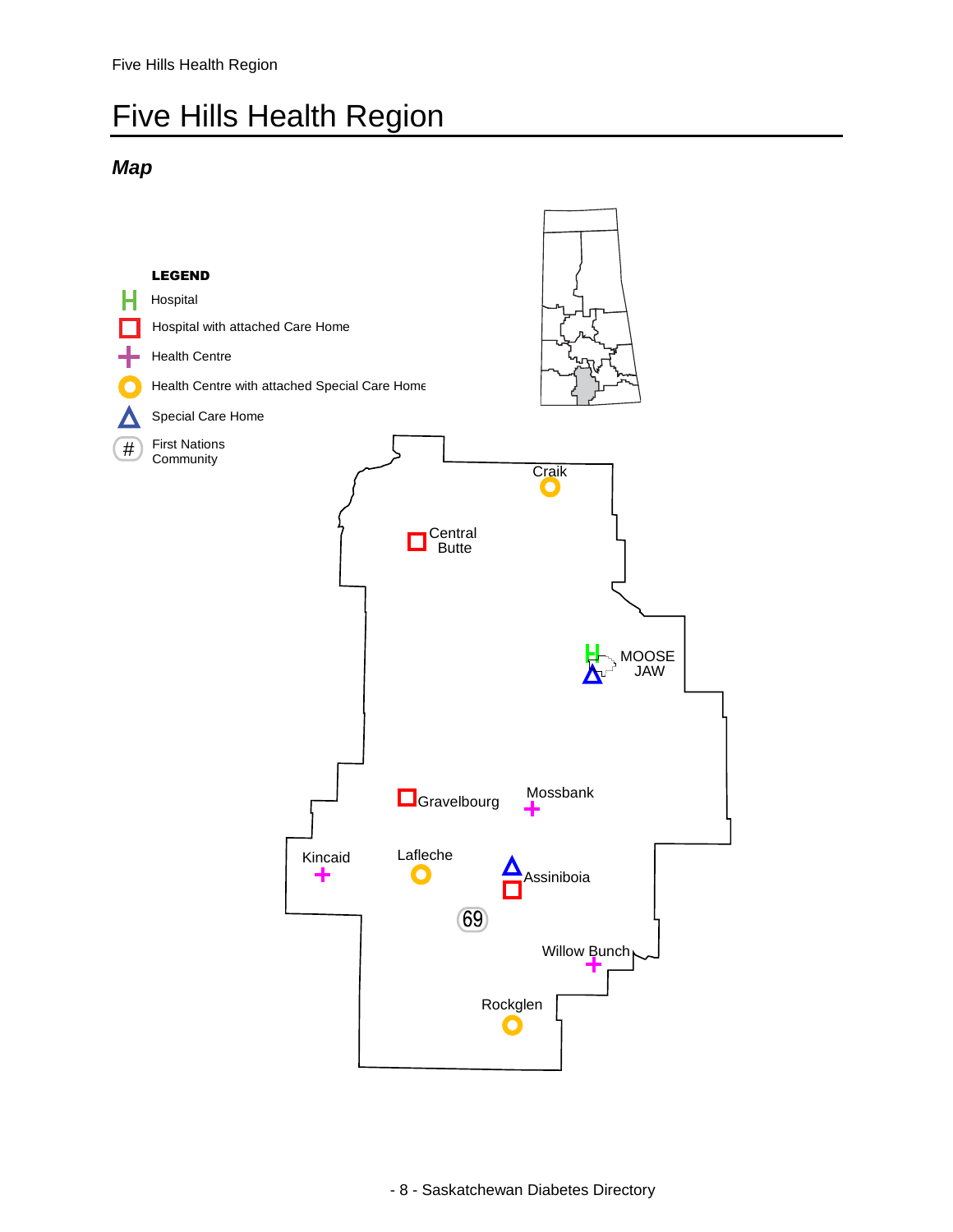# Five Hills Health Region

## *Map*

**LEGEND**

- Hospital
- Hospital with attached Care Home
- Health Centre
- Health Centre with attached Special Care Home
- Special Care Home
- First Nations Community

Craik

Central Butte

MOOSE JAW

Gravelbourg

Mossbank

Kincaid

Lafleche

Assiniboia

69

Willow Bunch

Rockglen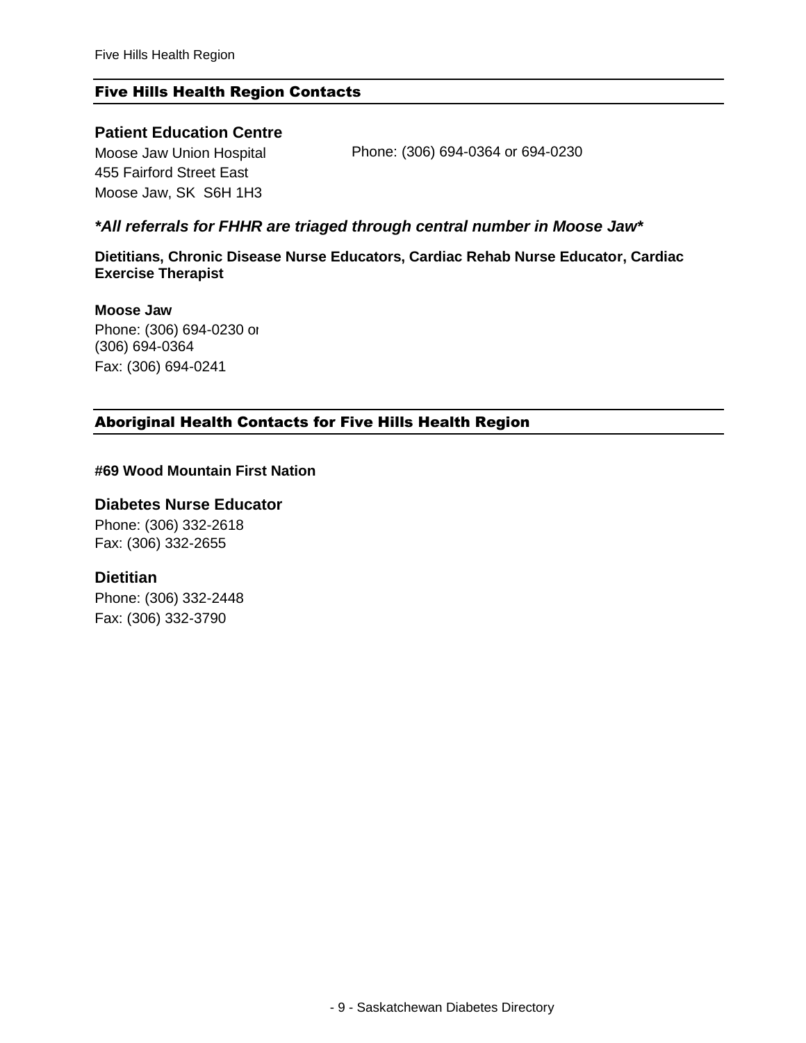## Five Hills Health Region Contacts

### Patient Education Centre

Moose Jaw Union Hospital
455 Fairford Street East
Moose Jaw, SK S6H 1H3

Phone: (306) 694-0364 or 694-0230

***\*All referrals for FHHR are triaged through central number in Moose Jaw\****

**Dietitians, Chronic Disease Nurse Educators, Cardiac Rehab Nurse Educator, Cardiac Exercise Therapist**

**Moose Jaw**
Phone: (306) 694-0230 or
(306) 694-0364
Fax: (306) 694-0241

## Aboriginal Health Contacts for Five Hills Health Region

**#69 Wood Mountain First Nation**

### Diabetes Nurse Educator

Phone: (306) 332-2618
Fax: (306) 332-2655

### Dietitian

Phone: (306) 332-2448
Fax: (306) 332-3790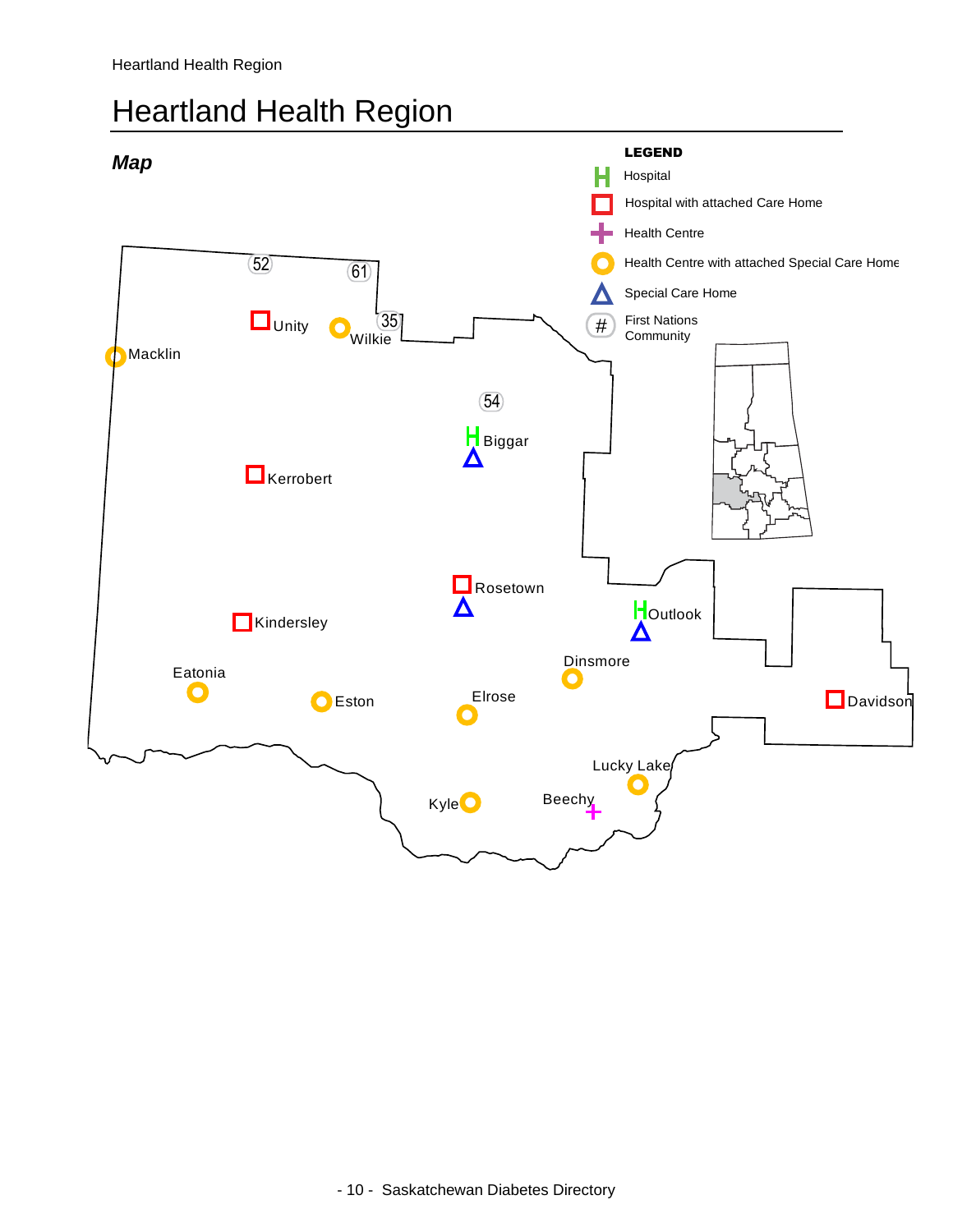# Heartland Health Region

## *Map*

**LEGEND**

- Hospital
- Hospital with attached Care Home
- Health Centre
- Health Centre with attached Special Care Home
- Special Care Home
- First Nations Community

52 61 35 54

Unity
Wilkie
Macklin
Biggar
Kerrobert
Rosetown
Kindersley
Outlook
Eatonia
Dinsmore
Eston
Elrose
Davidson
Lucky Lake
Kyle
Beechy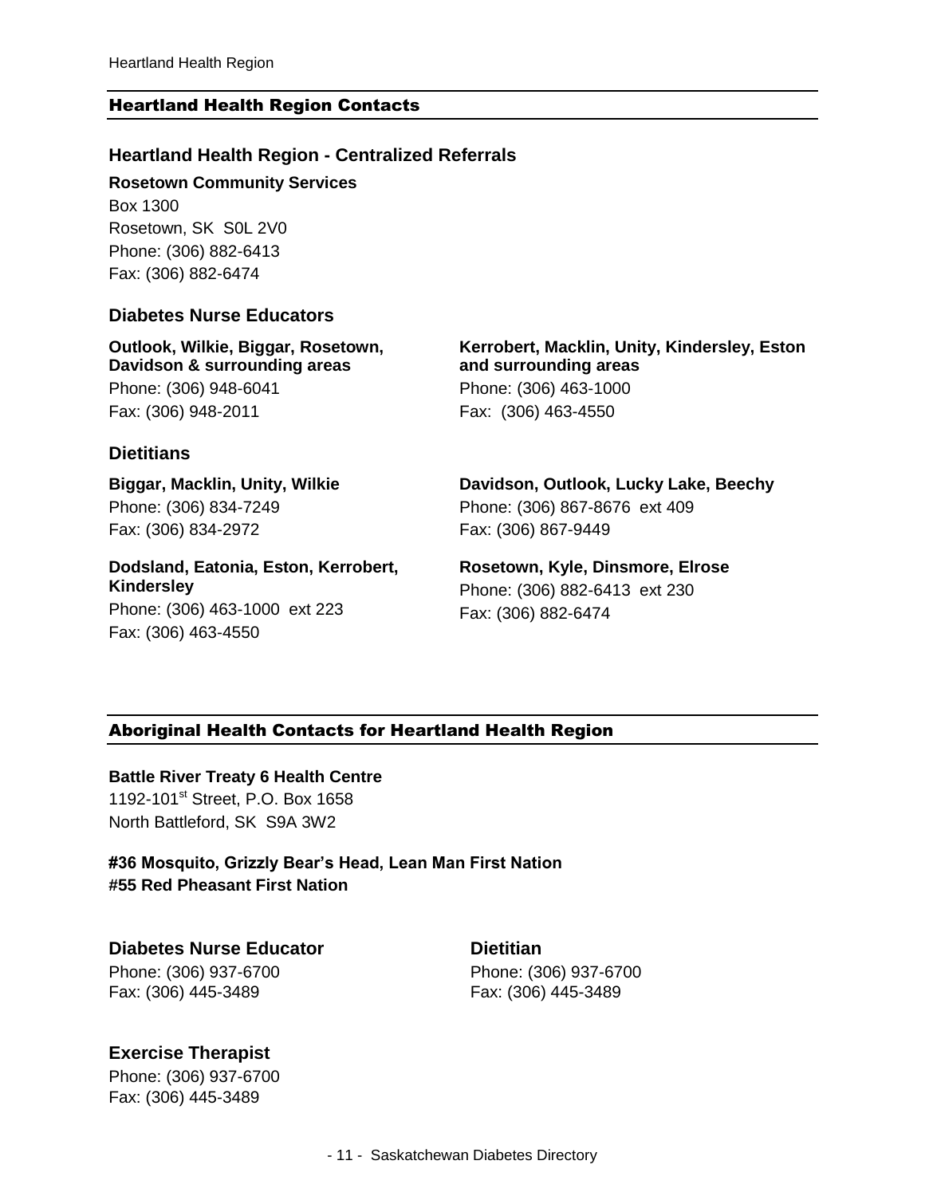## Heartland Health Region Contacts

### Heartland Health Region - Centralized Referrals

**Rosetown Community Services**
Box 1300
Rosetown, SK S0L 2V0
Phone: (306) 882-6413
Fax: (306) 882-6474

### Diabetes Nurse Educators

**Outlook, Wilkie, Biggar, Rosetown, Davidson & surrounding areas**
Phone: (306) 948-6041
Fax: (306) 948-2011

**Kerrobert, Macklin, Unity, Kindersley, Eston and surrounding areas**
Phone: (306) 463-1000
Fax: (306) 463-4550

### Dietitians

**Biggar, Macklin, Unity, Wilkie**
Phone: (306) 834-7249
Fax: (306) 834-2972

**Dodsland, Eatonia, Eston, Kerrobert, Kindersley**
Phone: (306) 463-1000 ext 223
Fax: (306) 463-4550

**Davidson, Outlook, Lucky Lake, Beechy**
Phone: (306) 867-8676 ext 409
Fax: (306) 867-9449

**Rosetown, Kyle, Dinsmore, Elrose**
Phone: (306) 882-6413 ext 230
Fax: (306) 882-6474

## Aboriginal Health Contacts for Heartland Health Region

**Battle River Treaty 6 Health Centre**
1192-101st Street, P.O. Box 1658
North Battleford, SK S9A 3W2

**#36 Mosquito, Grizzly Bear's Head, Lean Man First Nation**
**#55 Red Pheasant First Nation**

### Diabetes Nurse Educator

Phone: (306) 937-6700
Fax: (306) 445-3489

### Dietitian

Phone: (306) 937-6700
Fax: (306) 445-3489

### Exercise Therapist

Phone: (306) 937-6700
Fax: (306) 445-3489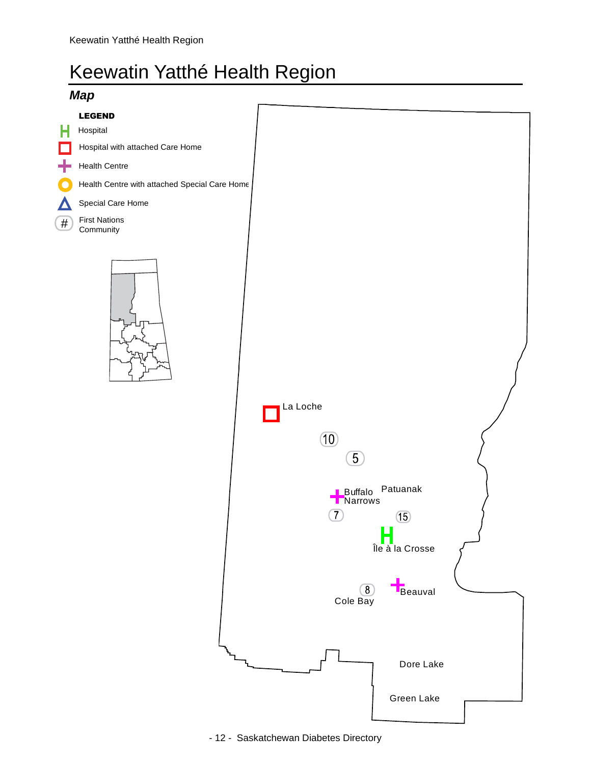# Keewatin Yatthé Health Region

## *Map*

**LEGEND**

- Hospital
- Hospital with attached Care Home
- Health Centre
- Health Centre with attached Special Care Home
- Special Care Home
- # First Nations Community

La Loche

10

5

Buffalo Narrows

Patuanak

7

15

Île à la Crosse

8

Cole Bay

Beauval

Dore Lake

Green Lake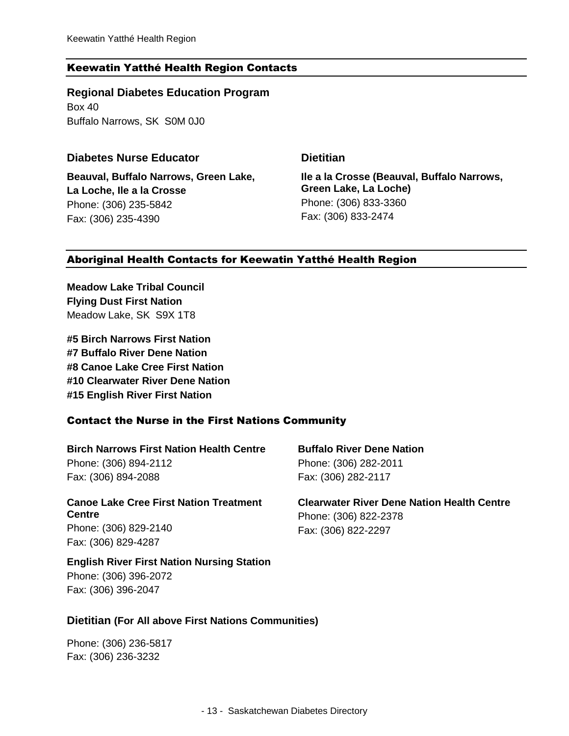## Keewatin Yatthé Health Region Contacts

### Regional Diabetes Education Program

Box 40
Buffalo Narrows, SK S0M 0J0

### Diabetes Nurse Educator

**Beauval, Buffalo Narrows, Green Lake, La Loche, Ile a la Crosse**
Phone: (306) 235-5842
Fax: (306) 235-4390

### Dietitian

**Ile a la Crosse (Beauval, Buffalo Narrows, Green Lake, La Loche)**
Phone: (306) 833-3360
Fax: (306) 833-2474

## Aboriginal Health Contacts for Keewatin Yatthé Health Region

**Meadow Lake Tribal Council**
**Flying Dust First Nation**
Meadow Lake, SK S9X 1T8

**#5 Birch Narrows First Nation**
**#7 Buffalo River Dene Nation**
**#8 Canoe Lake Cree First Nation**
**#10 Clearwater River Dene Nation**
**#15 English River First Nation**

## Contact the Nurse in the First Nations Community

**Birch Narrows First Nation Health Centre**
Phone: (306) 894-2112
Fax: (306) 894-2088

**Canoe Lake Cree First Nation Treatment Centre**
Phone: (306) 829-2140
Fax: (306) 829-4287

**English River First Nation Nursing Station**
Phone: (306) 396-2072
Fax: (306) 396-2047

**Buffalo River Dene Nation**
Phone: (306) 282-2011
Fax: (306) 282-2117

**Clearwater River Dene Nation Health Centre**
Phone: (306) 822-2378
Fax: (306) 822-2297

### Dietitian (For All above First Nations Communities)

Phone: (306) 236-5817
Fax: (306) 236-3232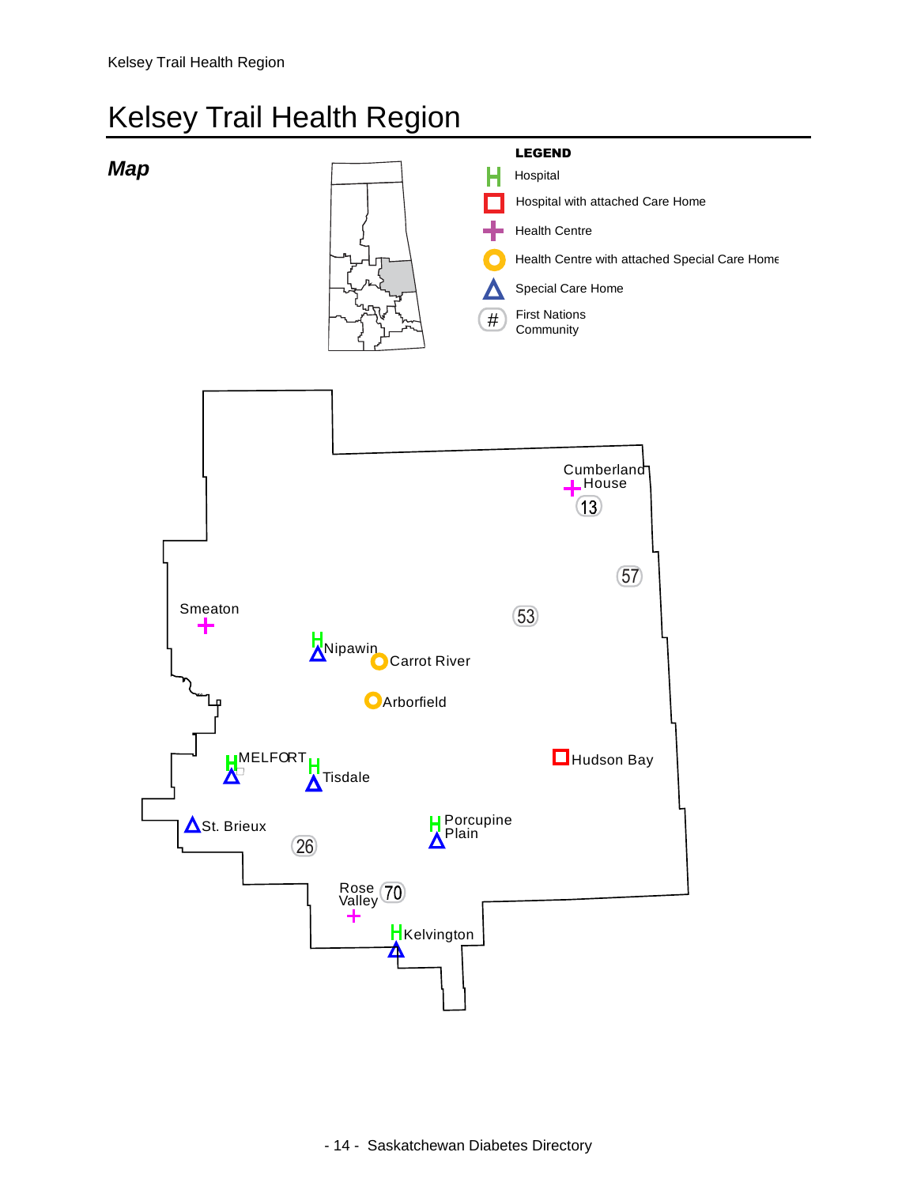# Kelsey Trail Health Region

## *Map*

**LEGEND**

- Hospital
- Hospital with attached Care Home
- Health Centre
- Health Centre with attached Special Care Home
- Special Care Home
- First Nations Community

Cumberland House
13
57
53
Smeaton
Nipawin
Carrot River
Arborfield
MELFORT
Tisdale
Hudson Bay
St. Brieux
26
Porcupine Plain
Rose Valley
70
Kelvington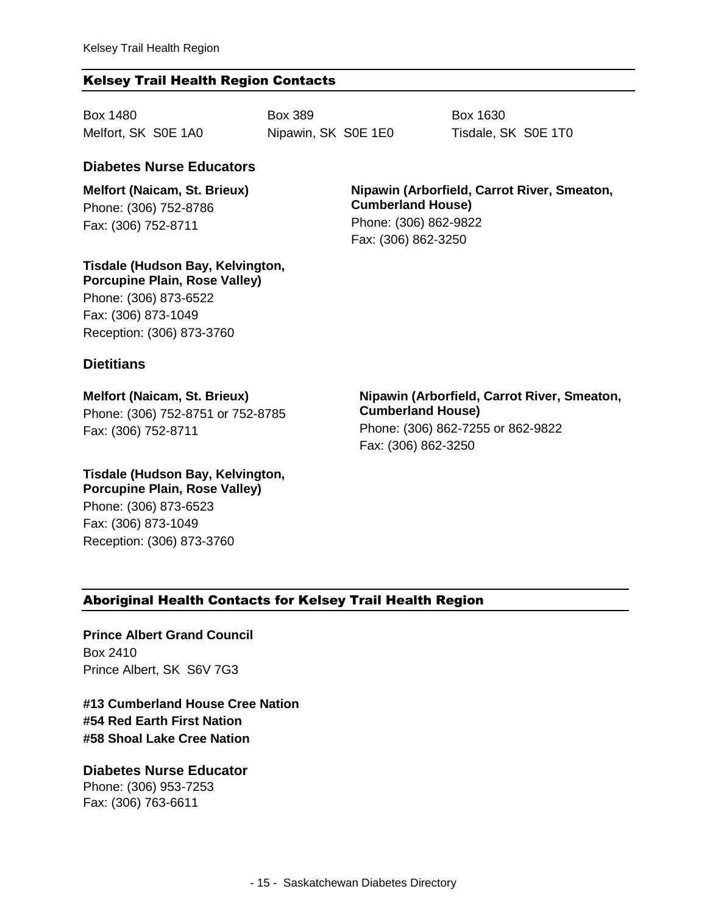## Kelsey Trail Health Region Contacts

Box 1480
Melfort, SK  S0E 1A0

Box 389
Nipawin, SK  S0E 1E0

Box 1630
Tisdale, SK  S0E 1T0

### Diabetes Nurse Educators

**Melfort (Naicam, St. Brieux)**
Phone: (306) 752-8786
Fax: (306) 752-8711

**Nipawin (Arborfield, Carrot River, Smeaton, Cumberland House)**
Phone: (306) 862-9822
Fax: (306) 862-3250

**Tisdale (Hudson Bay, Kelvington, Porcupine Plain, Rose Valley)**
Phone: (306) 873-6522
Fax: (306) 873-1049
Reception: (306) 873-3760

### Dietitians

**Melfort (Naicam, St. Brieux)**
Phone: (306) 752-8751 or 752-8785
Fax: (306) 752-8711

**Nipawin (Arborfield, Carrot River, Smeaton, Cumberland House)**
Phone: (306) 862-7255 or 862-9822
Fax: (306) 862-3250

**Tisdale (Hudson Bay, Kelvington, Porcupine Plain, Rose Valley)**
Phone: (306) 873-6523
Fax: (306) 873-1049
Reception: (306) 873-3760

## Aboriginal Health Contacts for Kelsey Trail Health Region

**Prince Albert Grand Council**
Box 2410
Prince Albert, SK  S6V 7G3

**#13 Cumberland House Cree Nation**
**#54 Red Earth First Nation**
**#58 Shoal Lake Cree Nation**

### Diabetes Nurse Educator

Phone: (306) 953-7253
Fax: (306) 763-6611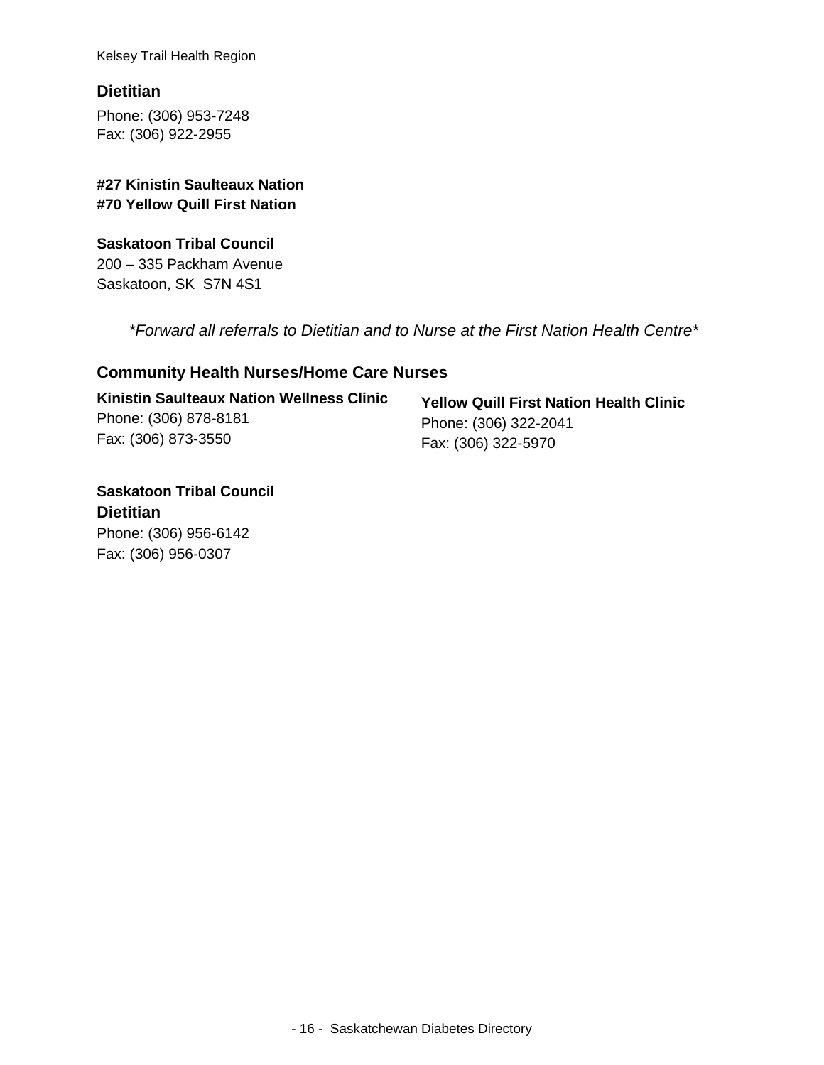Kelsey Trail Health Region

### Dietitian

Phone: (306) 953-7248
Fax: (306) 922-2955

**#27 Kinistin Saulteaux Nation**
**#70 Yellow Quill First Nation**

**Saskatoon Tribal Council**
200 – 335 Packham Avenue
Saskatoon, SK  S7N 4S1

*\*Forward all referrals to Dietitian and to Nurse at the First Nation Health Centre\**

### Community Health Nurses/Home Care Nurses

**Kinistin Saulteaux Nation Wellness Clinic**
Phone: (306) 878-8181
Fax: (306) 873-3550

**Yellow Quill First Nation Health Clinic**
Phone: (306) 322-2041
Fax: (306) 322-5970

**Saskatoon Tribal Council**

### Dietitian

Phone: (306) 956-6142
Fax: (306) 956-0307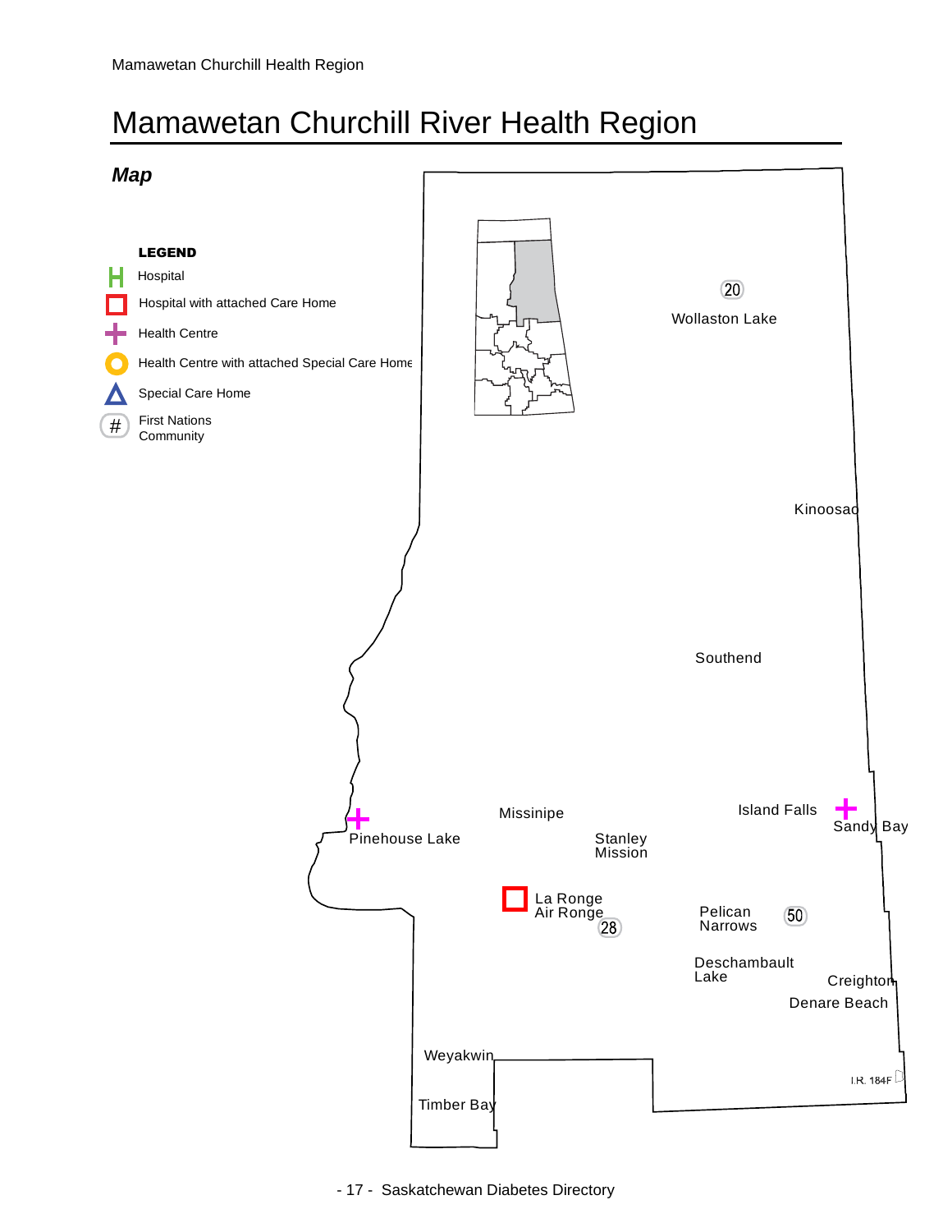# Mamawetan Churchill River Health Region

## *Map*

**LEGEND**

- Hospital
- Hospital with attached Care Home
- Health Centre
- Health Centre with attached Special Care Home
- Special Care Home
- # First Nations Community

20 Wollaston Lake

Kinoosao

Southend

Island Falls

Sandy Bay

Pinehouse Lake

Missinipe

Stanley Mission

La Ronge

Air Ronge

28

Pelican Narrows

50

Deschambault Lake

Creighton

Denare Beach

Weyakwin

Timber Bay

I.R. 184F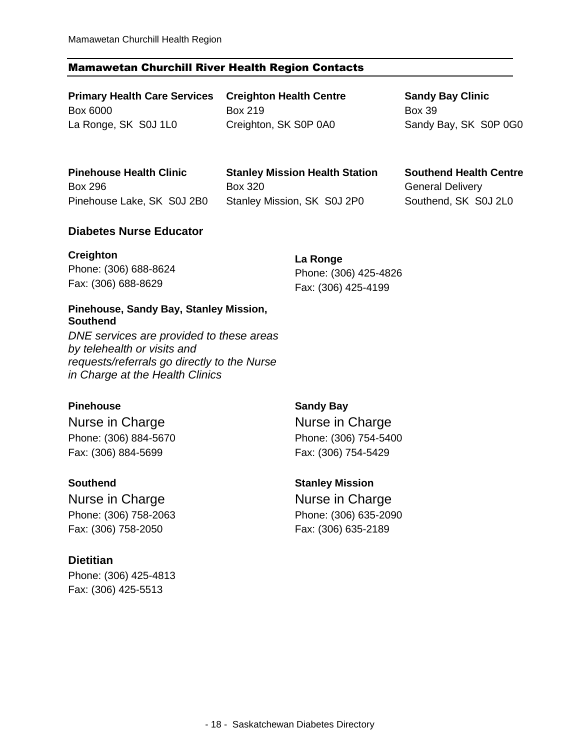## Mamawetan Churchill River Health Region Contacts

**Primary Health Care Services**
Box 6000
La Ronge, SK  S0J 1L0

**Creighton Health Centre**
Box 219
Creighton, SK S0P 0A0

**Sandy Bay Clinic**
Box 39
Sandy Bay, SK  S0P 0G0

**Pinehouse Health Clinic**
Box 296
Pinehouse Lake, SK  S0J 2B0

**Stanley Mission Health Station**
Box 320
Stanley Mission, SK  S0J 2P0

**Southend Health Centre**
General Delivery
Southend, SK  S0J 2L0

### Diabetes Nurse Educator

**Creighton**
Phone: (306) 688-8624
Fax: (306) 688-8629

**La Ronge**
Phone: (306) 425-4826
Fax: (306) 425-4199

**Pinehouse, Sandy Bay, Stanley Mission, Southend**

*DNE services are provided to these areas by telehealth or visits and requests/referrals go directly to the Nurse in Charge at the Health Clinics*

**Pinehouse**
Nurse in Charge
Phone: (306) 884-5670
Fax: (306) 884-5699

**Sandy Bay**
Nurse in Charge
Phone: (306) 754-5400
Fax: (306) 754-5429

**Southend**
Nurse in Charge
Phone: (306) 758-2063
Fax: (306) 758-2050

**Stanley Mission**
Nurse in Charge
Phone: (306) 635-2090
Fax: (306) 635-2189

### Dietitian

Phone: (306) 425-4813
Fax: (306) 425-5513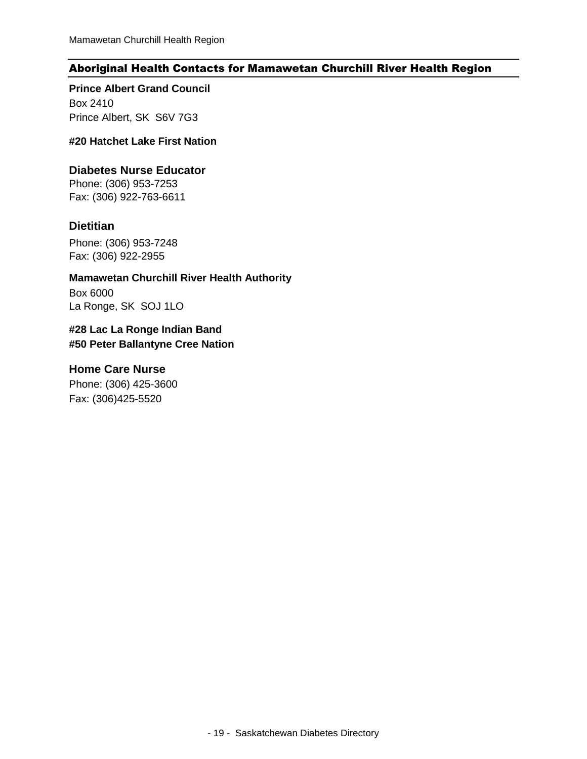## Aboriginal Health Contacts for Mamawetan Churchill River Health Region

**Prince Albert Grand Council**
Box 2410
Prince Albert, SK  S6V 7G3

**#20 Hatchet Lake First Nation**

### Diabetes Nurse Educator

Phone: (306) 953-7253
Fax: (306) 922-763-6611

### Dietitian

Phone: (306) 953-7248
Fax: (306) 922-2955

**Mamawetan Churchill River Health Authority**
Box 6000
La Ronge, SK  SOJ 1LO

**#28 Lac La Ronge Indian Band**
**#50 Peter Ballantyne Cree Nation**

### Home Care Nurse

Phone: (306) 425-3600
Fax: (306)425-5520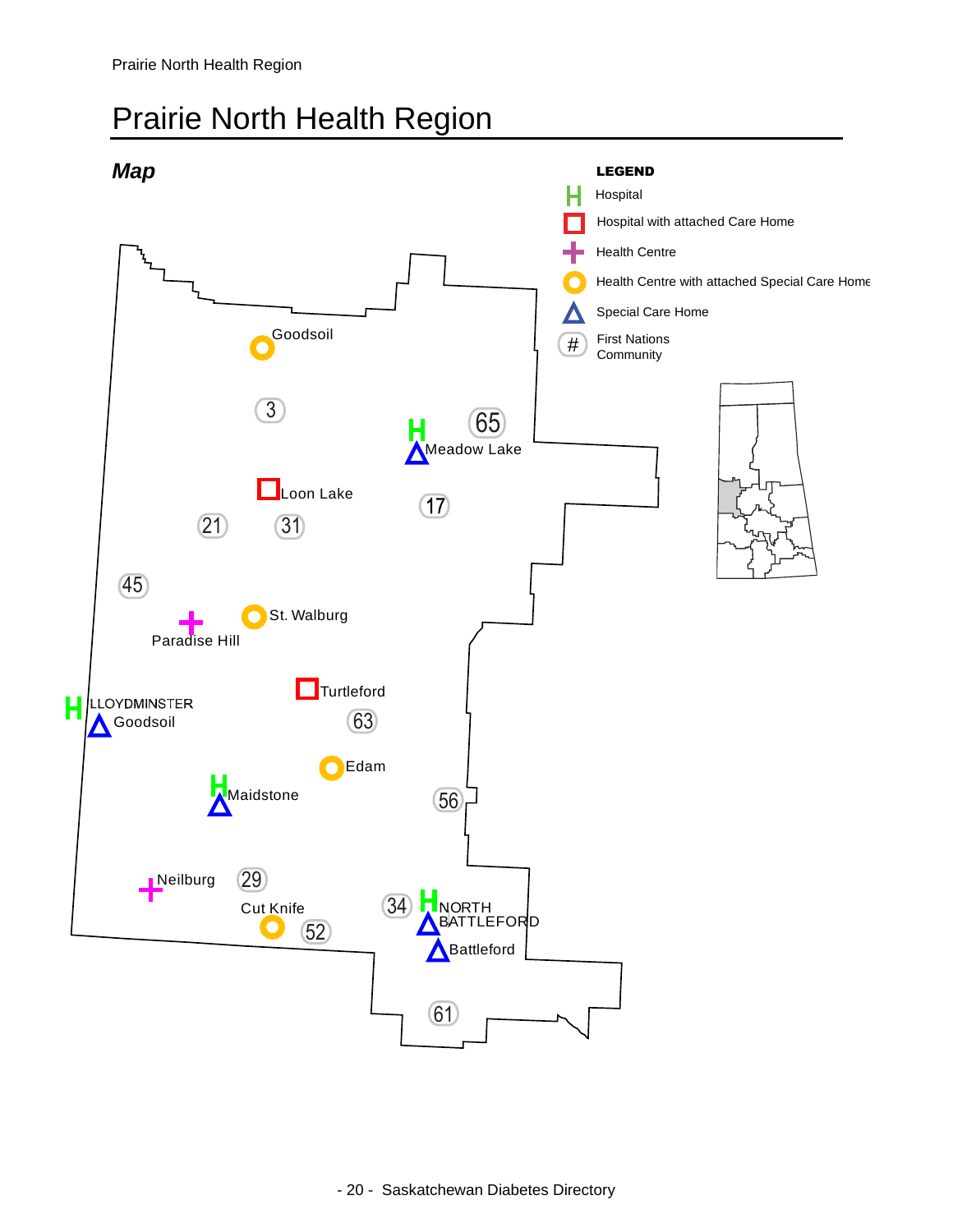# Prairie North Health Region

## *Map*

**LEGEND**

- Hospital
- Hospital with attached Care Home
- Health Centre
- Health Centre with attached Special Care Home
- Special Care Home
- # First Nations Community

Goodsoil

3

65

Meadow Lake

Loon Lake

17

21

31

45

St. Walburg

Paradise Hill

Turtleford

LLOYDMINSTER

Goodsoil

63

Edam

Maidstone

56

Neilburg

29

Cut Knife

52

34

NORTH BATTLEFORD

Battleford

61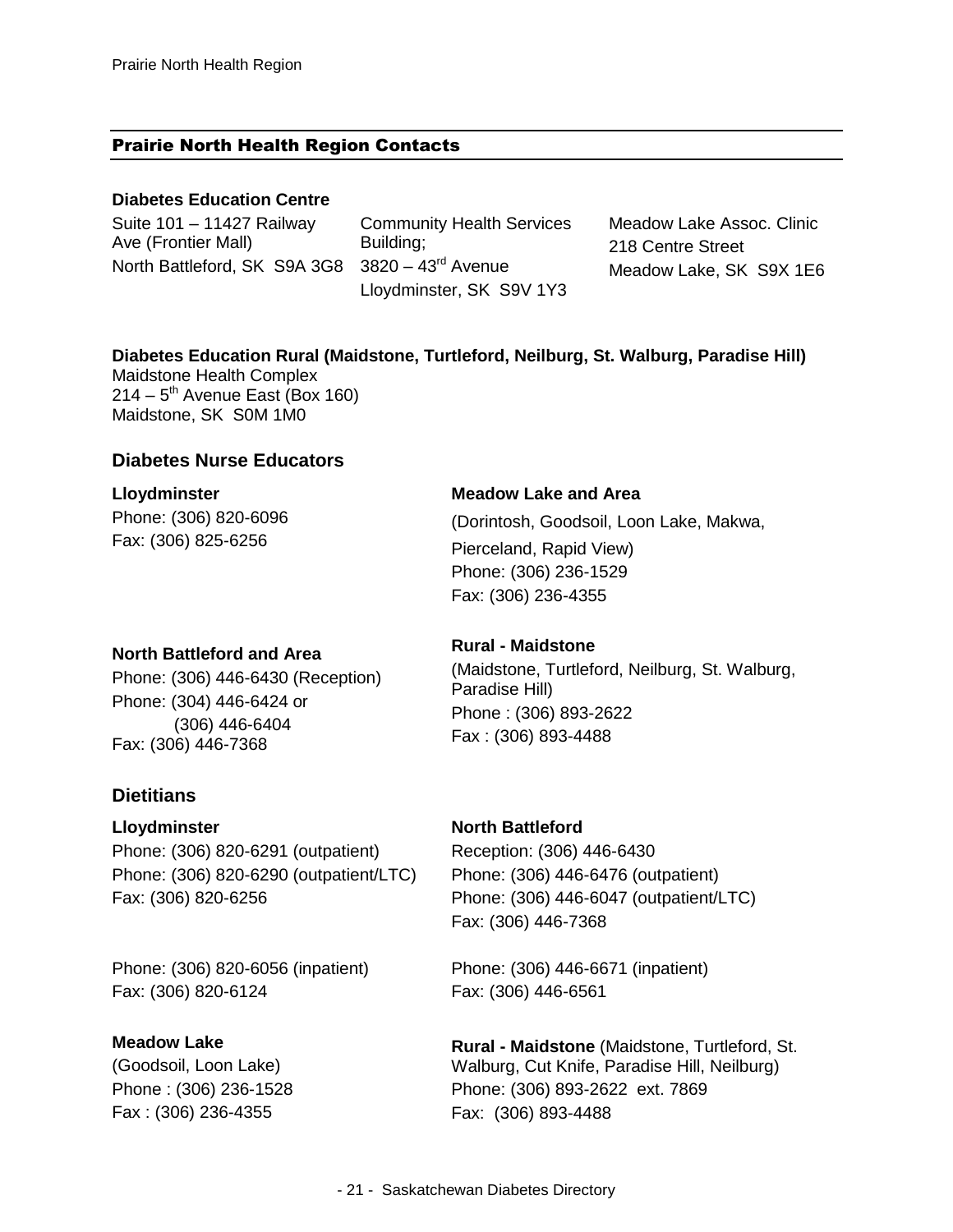## Prairie North Health Region Contacts

**Diabetes Education Centre**

Suite 101 – 11427 Railway Ave (Frontier Mall)
North Battleford, SK S9A 3G8

Community Health Services Building;
3820 – 43rd Avenue
Lloydminster, SK S9V 1Y3

Meadow Lake Assoc. Clinic
218 Centre Street
Meadow Lake, SK S9X 1E6

**Diabetes Education Rural (Maidstone, Turtleford, Neilburg, St. Walburg, Paradise Hill)**
Maidstone Health Complex
214 – 5th Avenue East (Box 160)
Maidstone, SK S0M 1M0

### Diabetes Nurse Educators

**Lloydminster**
Phone: (306) 820-6096
Fax: (306) 825-6256

**Meadow Lake and Area**
(Dorintosh, Goodsoil, Loon Lake, Makwa, Pierceland, Rapid View)
Phone: (306) 236-1529
Fax: (306) 236-4355

**North Battleford and Area**
Phone: (306) 446-6430 (Reception)
Phone: (304) 446-6424 or
(306) 446-6404
Fax: (306) 446-7368

**Rural - Maidstone**
(Maidstone, Turtleford, Neilburg, St. Walburg, Paradise Hill)
Phone : (306) 893-2622
Fax : (306) 893-4488

### Dietitians

**Lloydminster**
Phone: (306) 820-6291 (outpatient)
Phone: (306) 820-6290 (outpatient/LTC)
Fax: (306) 820-6256

Phone: (306) 820-6056 (inpatient)
Fax: (306) 820-6124

**North Battleford**
Reception: (306) 446-6430
Phone: (306) 446-6476 (outpatient)
Phone: (306) 446-6047 (outpatient/LTC)
Fax: (306) 446-7368

Phone: (306) 446-6671 (inpatient)
Fax: (306) 446-6561

**Meadow Lake**
(Goodsoil, Loon Lake)
Phone : (306) 236-1528
Fax : (306) 236-4355

**Rural - Maidstone** (Maidstone, Turtleford, St. Walburg, Cut Knife, Paradise Hill, Neilburg)
Phone: (306) 893-2622 ext. 7869
Fax: (306) 893-4488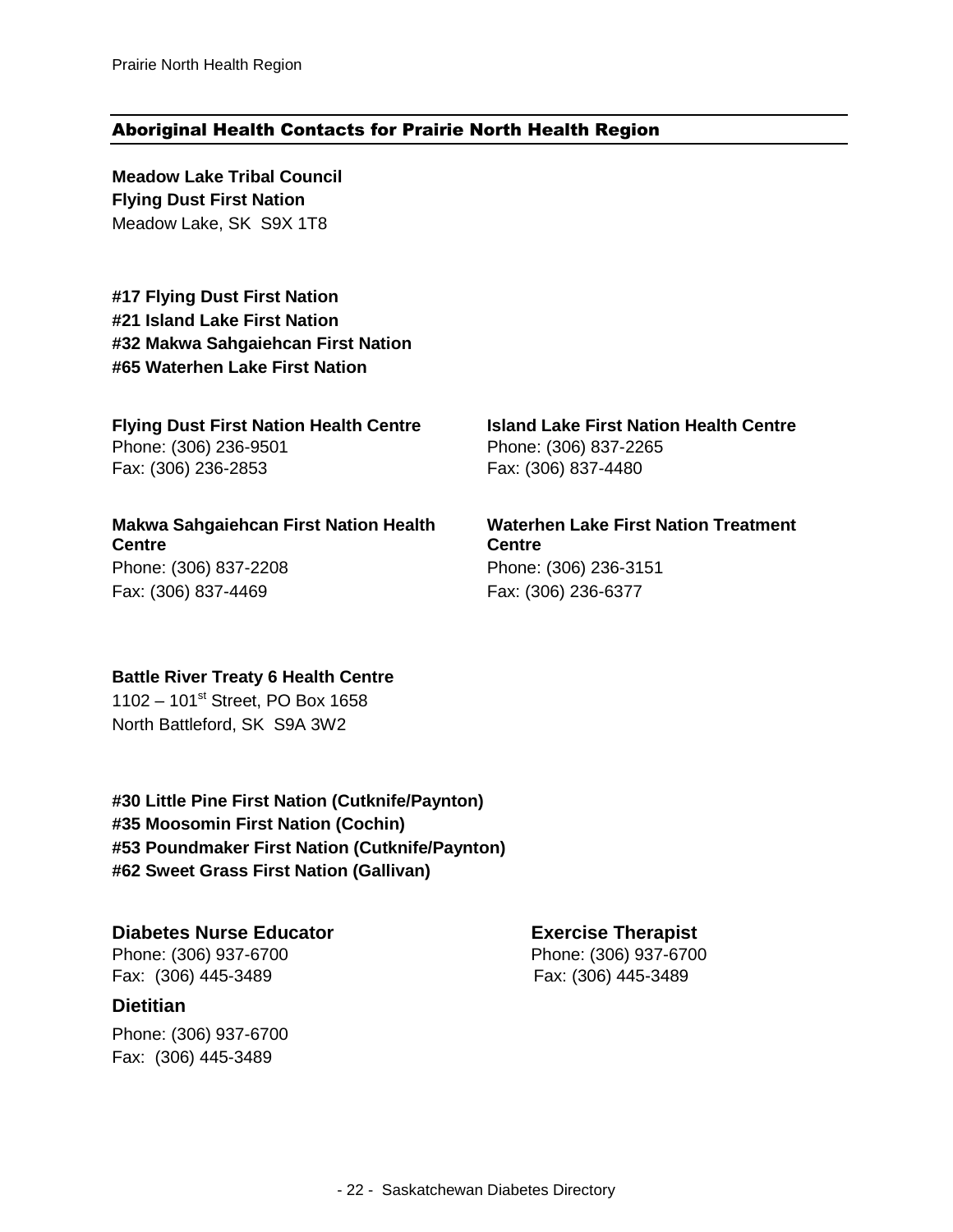## Aboriginal Health Contacts for Prairie North Health Region

**Meadow Lake Tribal Council**
**Flying Dust First Nation**
Meadow Lake, SK S9X 1T8

**#17 Flying Dust First Nation**
**#21 Island Lake First Nation**
**#32 Makwa Sahgaiehcan First Nation**
**#65 Waterhen Lake First Nation**

**Flying Dust First Nation Health Centre**
Phone: (306) 236-9501
Fax: (306) 236-2853

**Island Lake First Nation Health Centre**
Phone: (306) 837-2265
Fax: (306) 837-4480

**Makwa Sahgaiehcan First Nation Health Centre**
Phone: (306) 837-2208
Fax: (306) 837-4469

**Waterhen Lake First Nation Treatment Centre**
Phone: (306) 236-3151
Fax: (306) 236-6377

**Battle River Treaty 6 Health Centre**
1102 – 101st Street, PO Box 1658
North Battleford, SK S9A 3W2

**#30 Little Pine First Nation (Cutknife/Paynton)**
**#35 Moosomin First Nation (Cochin)**
**#53 Poundmaker First Nation (Cutknife/Paynton)**
**#62 Sweet Grass First Nation (Gallivan)**

**Diabetes Nurse Educator**
Phone: (306) 937-6700
Fax: (306) 445-3489

**Exercise Therapist**
Phone: (306) 937-6700
Fax: (306) 445-3489

**Dietitian**
Phone: (306) 937-6700
Fax: (306) 445-3489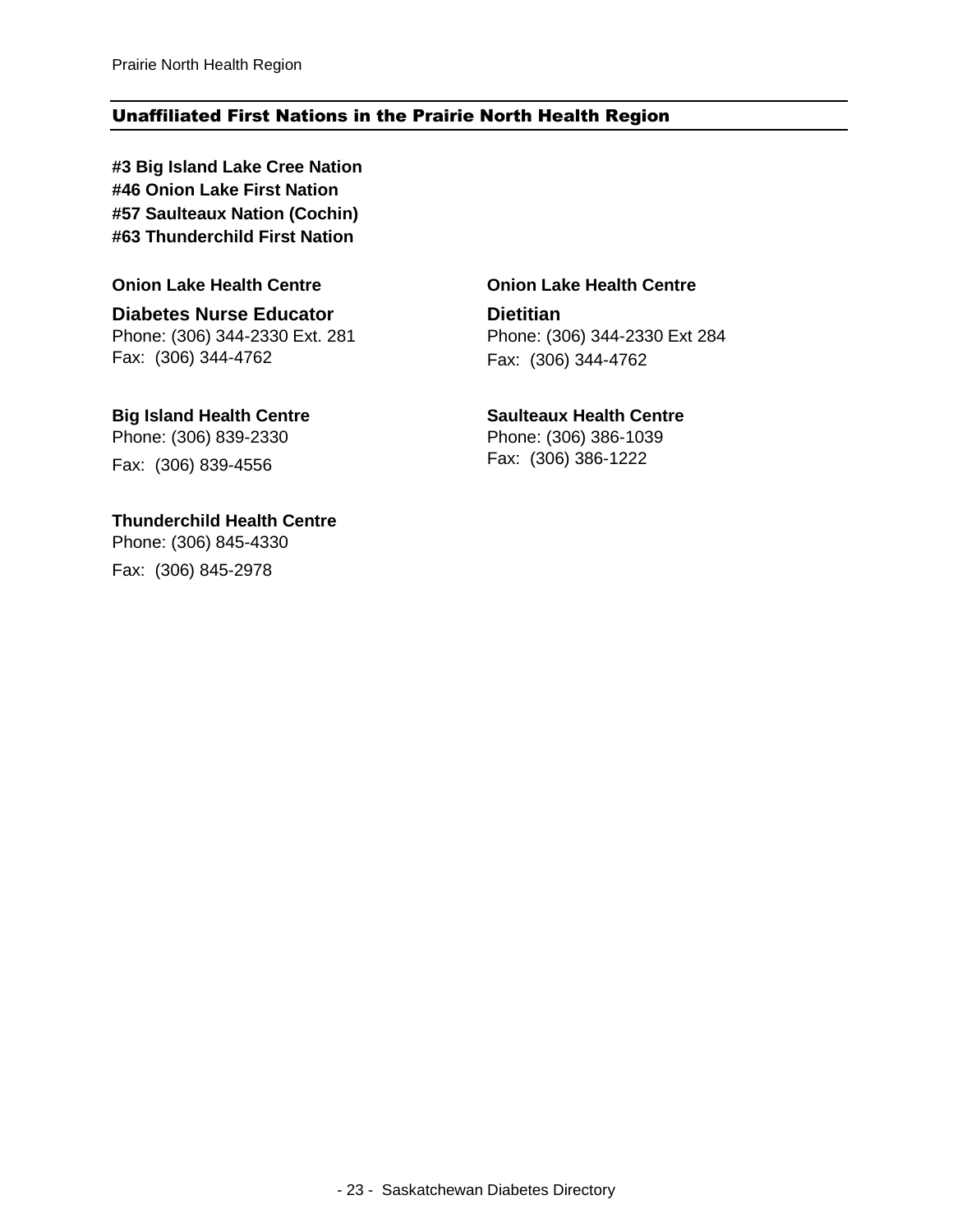## Unaffiliated First Nations in the Prairie North Health Region

**#3 Big Island Lake Cree Nation**
**#46 Onion Lake First Nation**
**#57 Saulteaux Nation (Cochin)**
**#63 Thunderchild First Nation**

**Onion Lake Health Centre**

**Diabetes Nurse Educator**
Phone: (306) 344-2330 Ext. 281
Fax: (306) 344-4762

**Onion Lake Health Centre**

**Dietitian**
Phone: (306) 344-2330 Ext 284
Fax: (306) 344-4762

**Big Island Health Centre**
Phone: (306) 839-2330
Fax: (306) 839-4556

**Saulteaux Health Centre**
Phone: (306) 386-1039
Fax: (306) 386-1222

**Thunderchild Health Centre**
Phone: (306) 845-4330
Fax: (306) 845-2978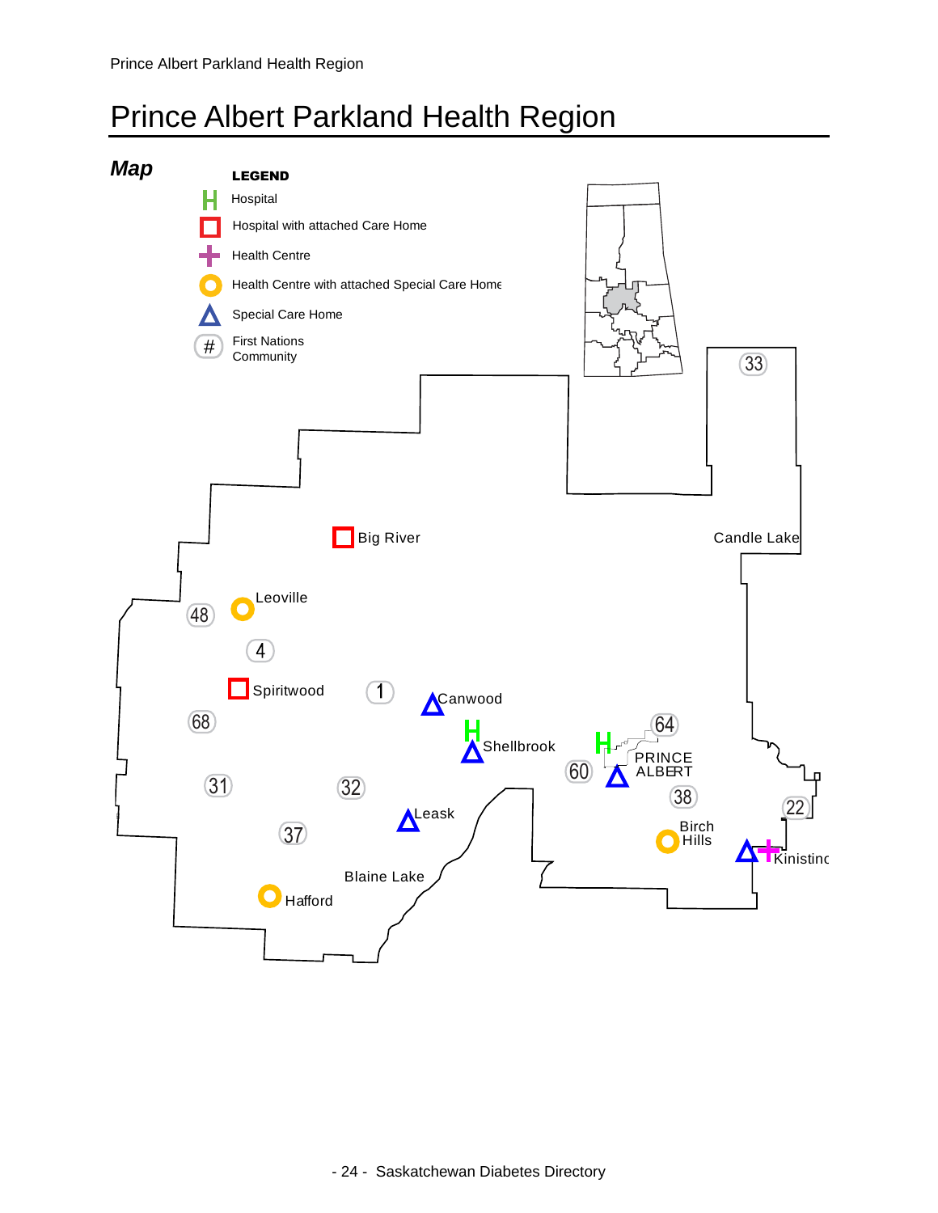# Prince Albert Parkland Health Region

## *Map*

**LEGEND**

- H Hospital
- Hospital with attached Care Home
- Health Centre
- Health Centre with attached Special Care Home
- Special Care Home
- # First Nations Community

33

Big River

Candle Lake

Leoville

48

4

Spiritwood

1

Canwood

68

Shellbrook

64

PRINCE ALBERT

60

31

32

38

22

Leask

Birch Hills

37

Kinistino

Blaine Lake

Hafford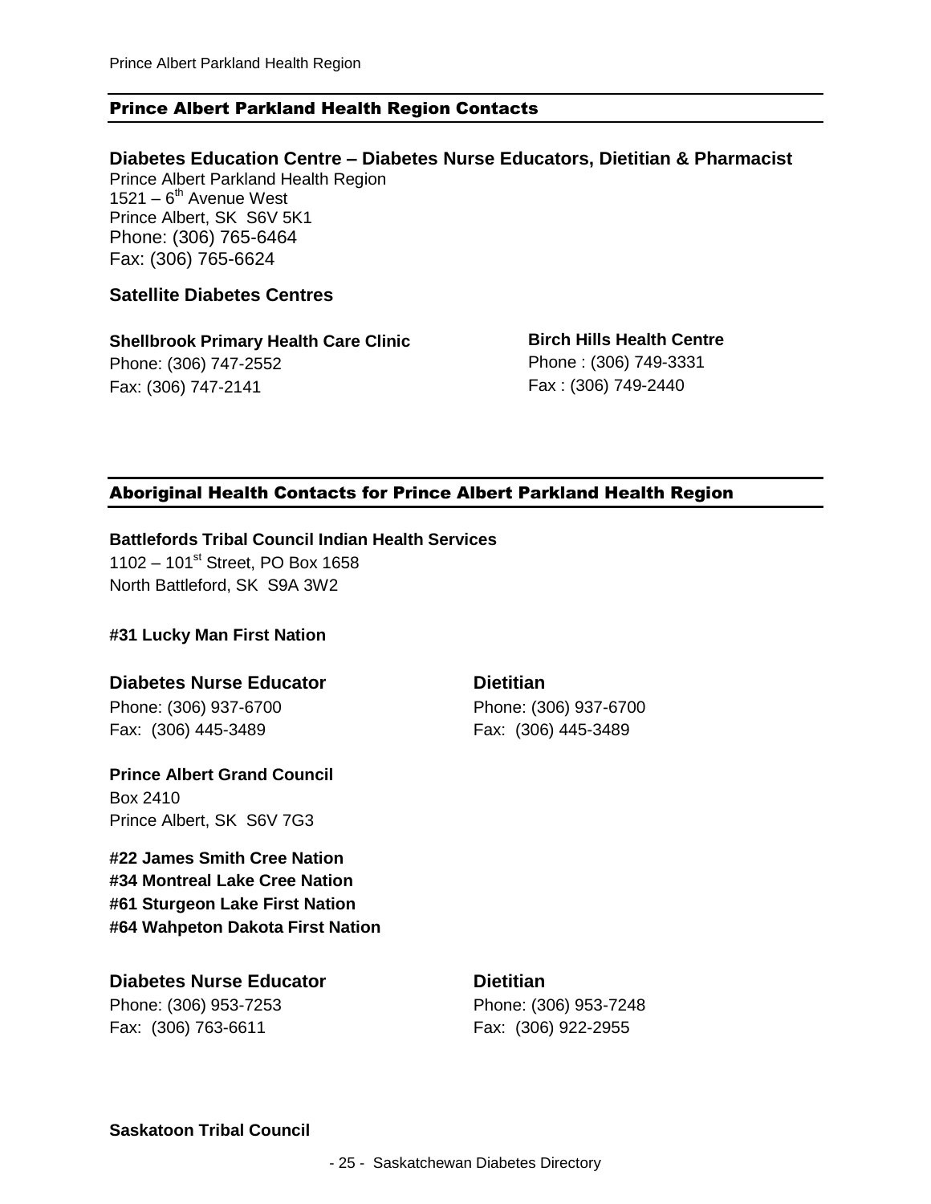## Prince Albert Parkland Health Region Contacts

### Diabetes Education Centre – Diabetes Nurse Educators, Dietitian & Pharmacist

Prince Albert Parkland Health Region
1521 – 6th Avenue West
Prince Albert, SK S6V 5K1
Phone: (306) 765-6464
Fax: (306) 765-6624

### Satellite Diabetes Centres

**Shellbrook Primary Health Care Clinic**
Phone: (306) 747-2552
Fax: (306) 747-2141

**Birch Hills Health Centre**
Phone : (306) 749-3331
Fax : (306) 749-2440

## Aboriginal Health Contacts for Prince Albert Parkland Health Region

**Battlefords Tribal Council Indian Health Services**
1102 – 101st Street, PO Box 1658
North Battleford, SK S9A 3W2

**#31 Lucky Man First Nation**

**Diabetes Nurse Educator**
Phone: (306) 937-6700
Fax: (306) 445-3489

**Dietitian**
Phone: (306) 937-6700
Fax: (306) 445-3489

**Prince Albert Grand Council**
Box 2410
Prince Albert, SK S6V 7G3

**#22 James Smith Cree Nation**
**#34 Montreal Lake Cree Nation**
**#61 Sturgeon Lake First Nation**
**#64 Wahpeton Dakota First Nation**

**Diabetes Nurse Educator**
Phone: (306) 953-7253
Fax: (306) 763-6611

**Dietitian**
Phone: (306) 953-7248
Fax: (306) 922-2955

**Saskatoon Tribal Council**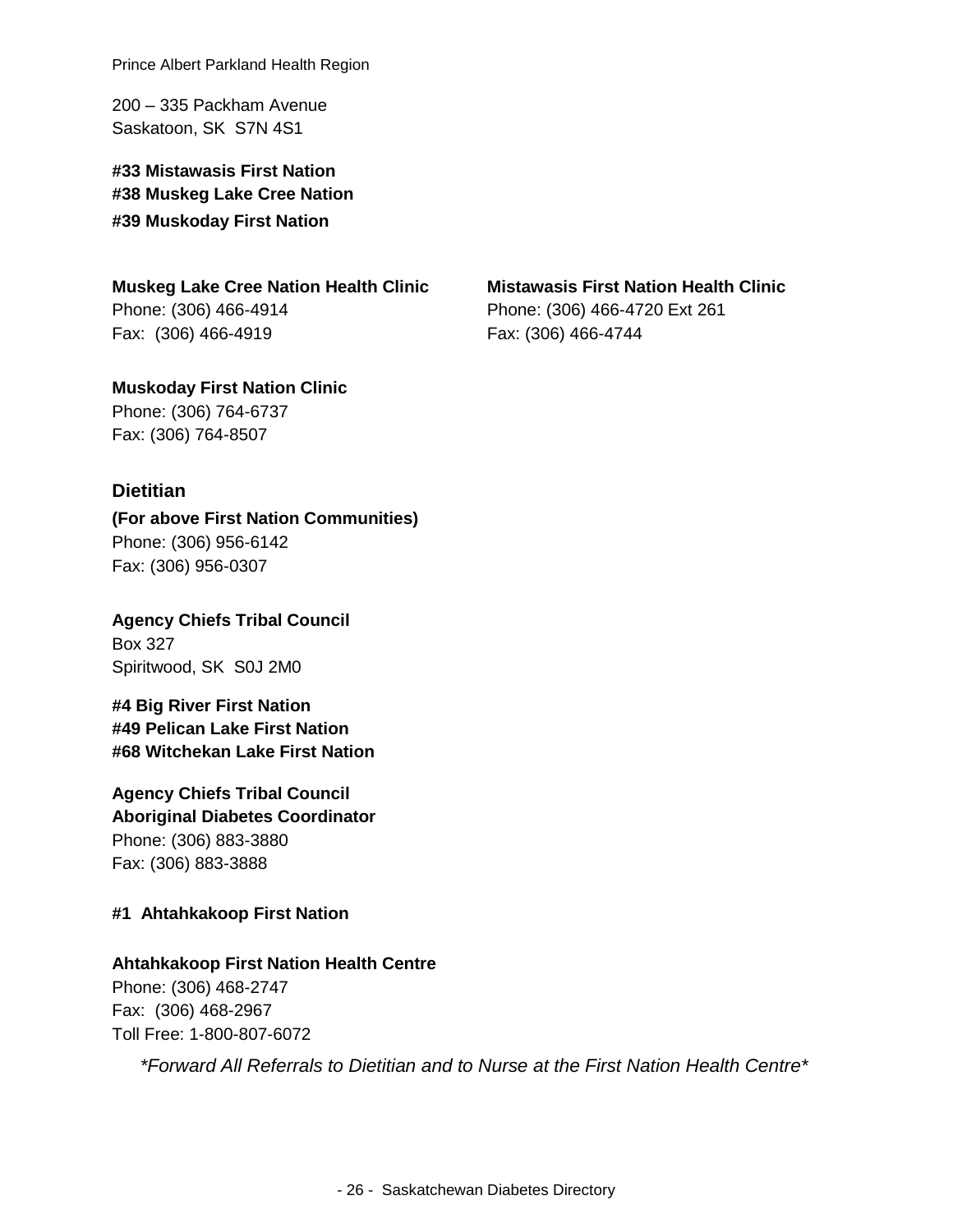Prince Albert Parkland Health Region

200 – 335 Packham Avenue
Saskatoon, SK  S7N 4S1

**#33 Mistawasis First Nation**
**#38 Muskeg Lake Cree Nation**
**#39 Muskoday First Nation**

**Muskeg Lake Cree Nation Health Clinic**
Phone: (306) 466-4914
Fax:  (306) 466-4919

**Mistawasis First Nation Health Clinic**
Phone: (306) 466-4720 Ext 261
Fax: (306) 466-4744

**Muskoday First Nation Clinic**
Phone: (306) 764-6737
Fax: (306) 764-8507

### Dietitian

**(For above First Nation Communities)**
Phone: (306) 956-6142
Fax: (306) 956-0307

**Agency Chiefs Tribal Council**
Box 327
Spiritwood, SK  S0J 2M0

**#4 Big River First Nation**
**#49 Pelican Lake First Nation**
**#68 Witchekan Lake First Nation**

**Agency Chiefs Tribal Council**
**Aboriginal Diabetes Coordinator**
Phone: (306) 883-3880
Fax: (306) 883-3888

**#1  Ahtahkakoop First Nation**

**Ahtahkakoop First Nation Health Centre**
Phone: (306) 468-2747
Fax:  (306) 468-2967
Toll Free: 1-800-807-6072

*\*Forward All Referrals to Dietitian and to Nurse at the First Nation Health Centre\**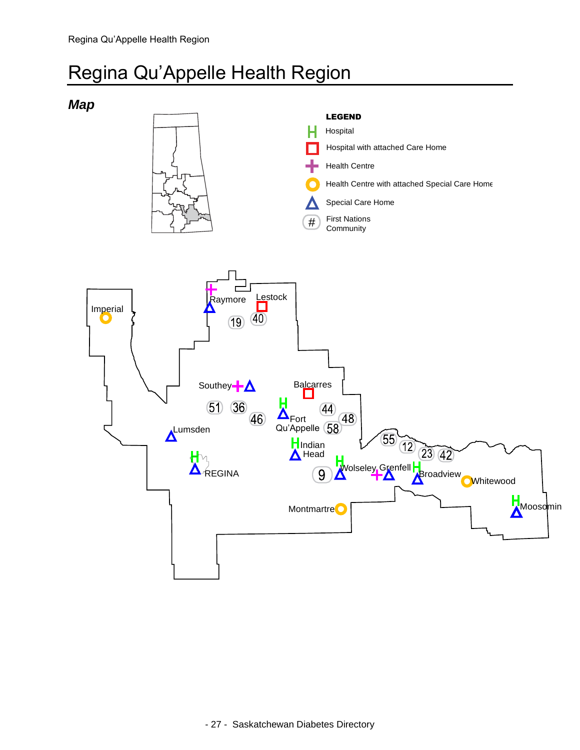# Regina Qu'Appelle Health Region

## *Map*

**LEGEND**

- Hospital
- Hospital with attached Care Home
- Health Centre
- Health Centre with attached Special Care Home
- Special Care Home
- # First Nations Community

Imperial
Raymore
Lestock
19
40
Southey
Balcarres
51
36
46
44
48
Fort Qu'Appelle
58
Lumsden
55
12
23
42
Indian Head
REGINA
9
Wolseley
Grenfell
Broadview
Whitewood
Montmartre
Moosomin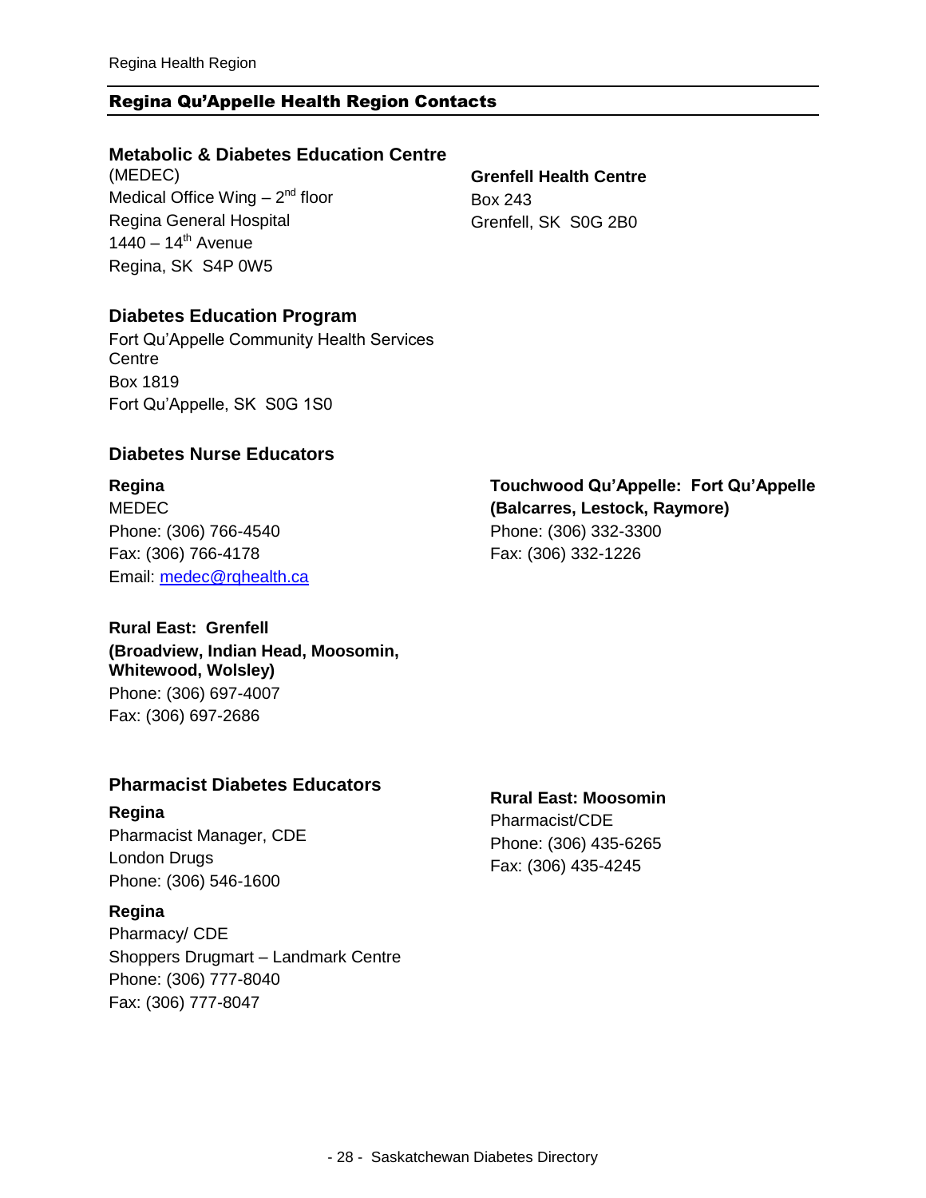## Regina Qu'Appelle Health Region Contacts

### Metabolic & Diabetes Education Centre

(MEDEC)
Medical Office Wing – 2nd floor
Regina General Hospital
1440 – 14th Avenue
Regina, SK S4P 0W5

**Grenfell Health Centre**
Box 243
Grenfell, SK S0G 2B0

### Diabetes Education Program

Fort Qu'Appelle Community Health Services Centre
Box 1819
Fort Qu'Appelle, SK S0G 1S0

### Diabetes Nurse Educators

**Regina**
MEDEC
Phone: (306) 766-4540
Fax: (306) 766-4178
Email: [medec@rqhealth.ca](mailto:medec@rqhealth.ca)

**Touchwood Qu'Appelle: Fort Qu'Appelle (Balcarres, Lestock, Raymore)**
Phone: (306) 332-3300
Fax: (306) 332-1226

**Rural East: Grenfell (Broadview, Indian Head, Moosomin, Whitewood, Wolsley)**
Phone: (306) 697-4007
Fax: (306) 697-2686

### Pharmacist Diabetes Educators

**Regina**
Pharmacist Manager, CDE
London Drugs
Phone: (306) 546-1600

**Regina**
Pharmacy/ CDE
Shoppers Drugmart – Landmark Centre
Phone: (306) 777-8040
Fax: (306) 777-8047

**Rural East: Moosomin**
Pharmacist/CDE
Phone: (306) 435-6265
Fax: (306) 435-4245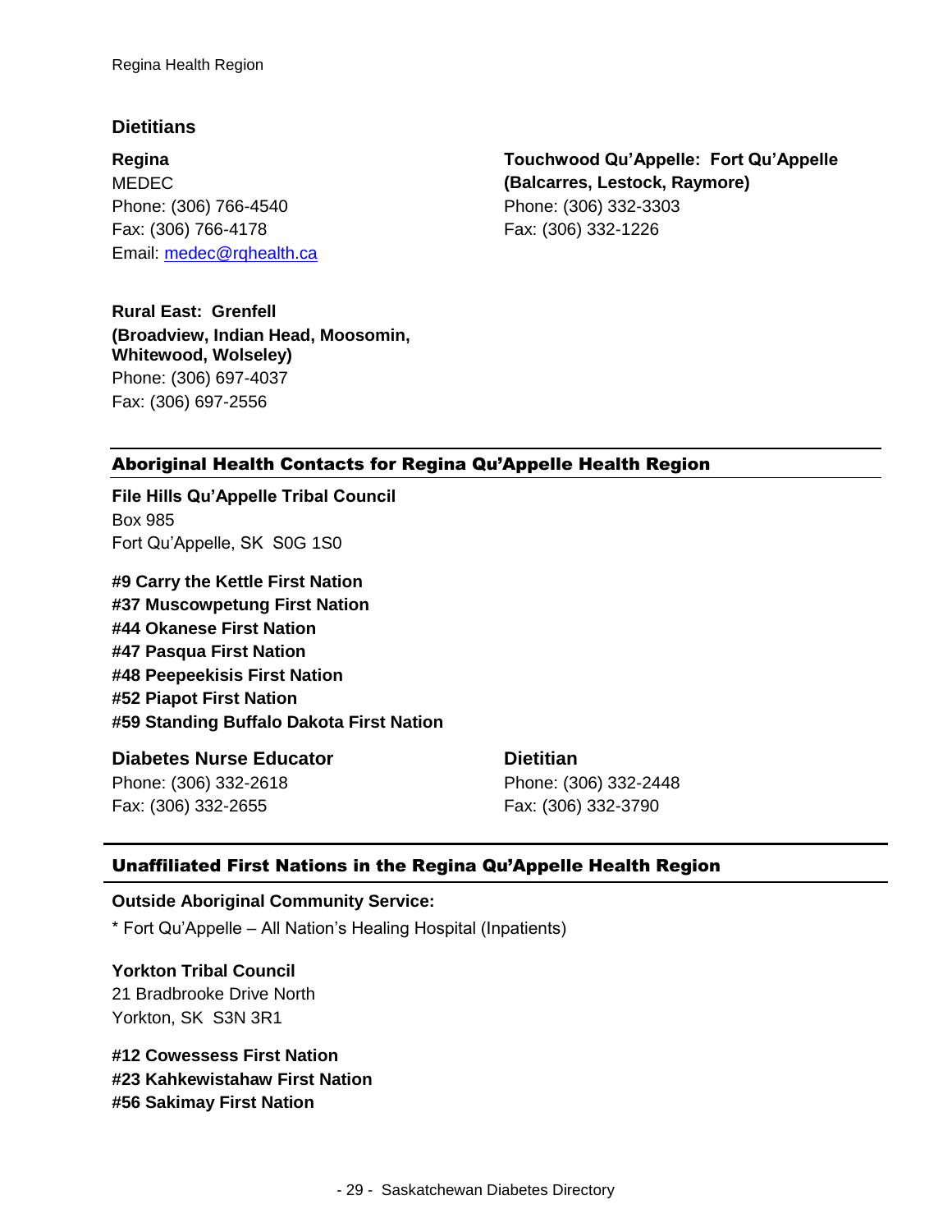## Dietitians

**Regina**
MEDEC
Phone: (306) 766-4540
Fax: (306) 766-4178
Email: medec@rqhealth.ca

**Touchwood Qu'Appelle: Fort Qu'Appelle (Balcarres, Lestock, Raymore)**
Phone: (306) 332-3303
Fax: (306) 332-1226

**Rural East: Grenfell (Broadview, Indian Head, Moosomin, Whitewood, Wolseley)**
Phone: (306) 697-4037
Fax: (306) 697-2556

## Aboriginal Health Contacts for Regina Qu'Appelle Health Region

**File Hills Qu'Appelle Tribal Council**
Box 985
Fort Qu'Appelle, SK S0G 1S0

**#9 Carry the Kettle First Nation**
**#37 Muscowpetung First Nation**
**#44 Okanese First Nation**
**#47 Pasqua First Nation**
**#48 Peepeekisis First Nation**
**#52 Piapot First Nation**
**#59 Standing Buffalo Dakota First Nation**

### Diabetes Nurse Educator

Phone: (306) 332-2618
Fax: (306) 332-2655

### Dietitian

Phone: (306) 332-2448
Fax: (306) 332-3790

## Unaffiliated First Nations in the Regina Qu'Appelle Health Region

**Outside Aboriginal Community Service:**

* Fort Qu'Appelle – All Nation's Healing Hospital (Inpatients)

**Yorkton Tribal Council**
21 Bradbrooke Drive North
Yorkton, SK S3N 3R1

**#12 Cowessess First Nation**
**#23 Kahkewistahaw First Nation**
**#56 Sakimay First Nation**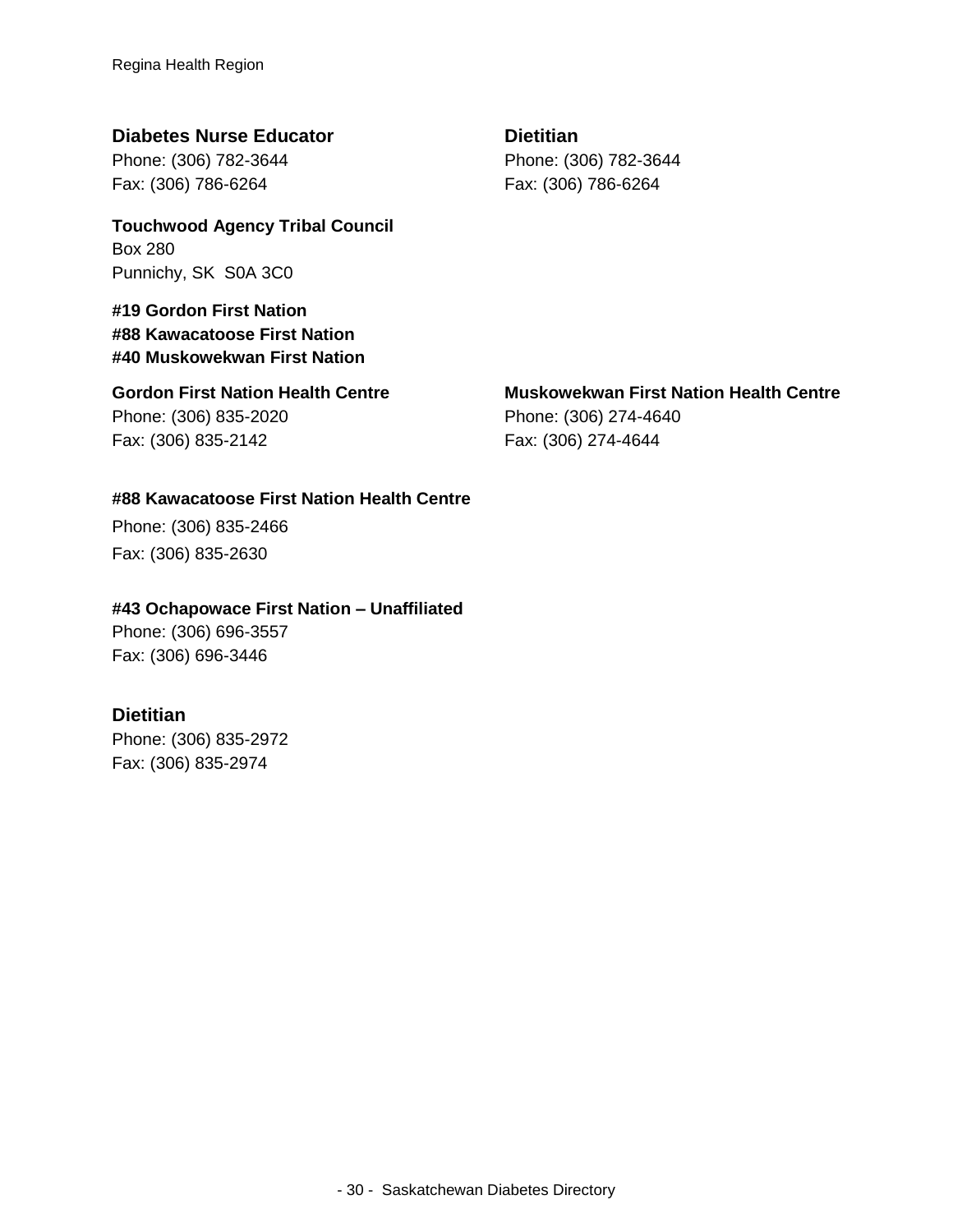**Diabetes Nurse Educator**
Phone: (306) 782-3644
Fax: (306) 786-6264

**Dietitian**
Phone: (306) 782-3644
Fax: (306) 786-6264

**Touchwood Agency Tribal Council**
Box 280
Punnichy, SK S0A 3C0

**#19 Gordon First Nation**
**#88 Kawacatoose First Nation**
**#40 Muskowekwan First Nation**

**Gordon First Nation Health Centre**
Phone: (306) 835-2020
Fax: (306) 835-2142

**Muskowekwan First Nation Health Centre**
Phone: (306) 274-4640
Fax: (306) 274-4644

**#88 Kawacatoose First Nation Health Centre**
Phone: (306) 835-2466
Fax: (306) 835-2630

**#43 Ochapowace First Nation – Unaffiliated**
Phone: (306) 696-3557
Fax: (306) 696-3446

**Dietitian**
Phone: (306) 835-2972
Fax: (306) 835-2974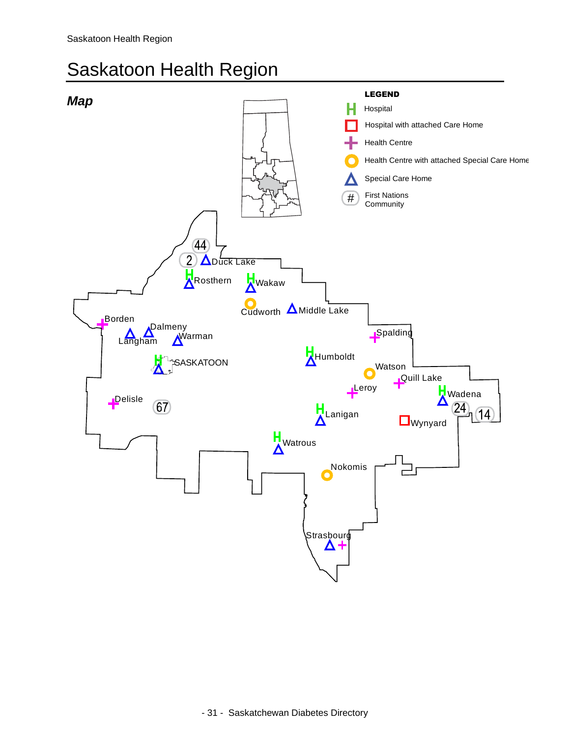# Saskatoon Health Region

## *Map*

**LEGEND**

- H — Hospital
- Hospital with attached Care Home
- Health Centre
- Health Centre with attached Special Care Home
- Special Care Home
- # — First Nations Community

44
2
Duck Lake
Rosthern
Wakaw
Cudworth
Middle Lake
Borden
Dalmeny
Langham
Warman
Spalding
SASKATOON
Humboldt
Watson
Quill Lake
Leroy
Delisle
67
Wadena
24
14
Lanigan
Wynyard
Watrous
Nokomis
Strasbourg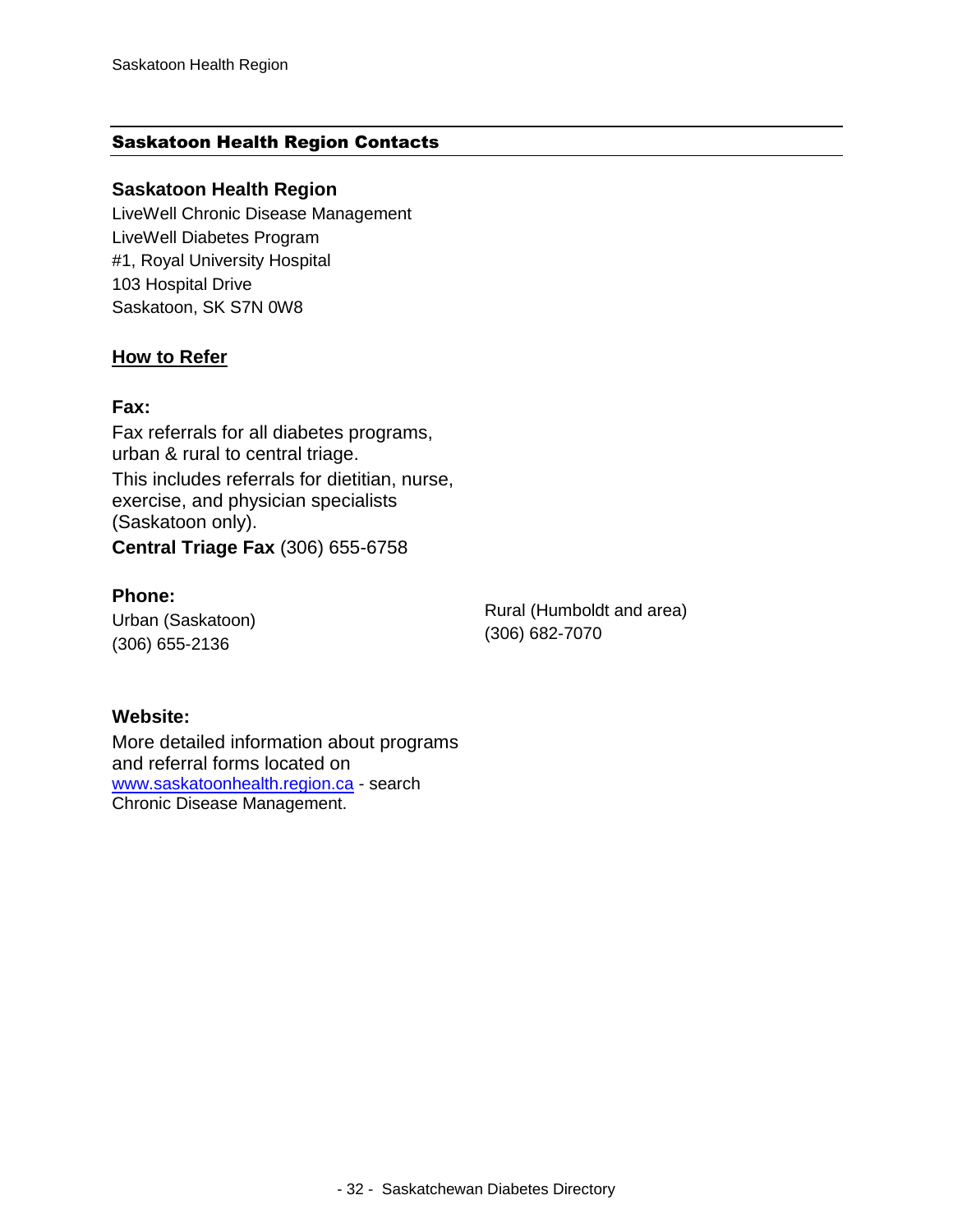## Saskatoon Health Region Contacts

### Saskatoon Health Region

LiveWell Chronic Disease Management
LiveWell Diabetes Program
#1, Royal University Hospital
103 Hospital Drive
Saskatoon, SK S7N 0W8

### How to Refer

**Fax:**

Fax referrals for all diabetes programs, urban & rural to central triage.

This includes referrals for dietitian, nurse, exercise, and physician specialists (Saskatoon only).

**Central Triage Fax** (306) 655-6758

**Phone:**

Urban (Saskatoon)
(306) 655-2136

Rural (Humboldt and area)
(306) 682-7070

**Website:**

More detailed information about programs and referral forms located on www.saskatoonhealth.region.ca - search Chronic Disease Management.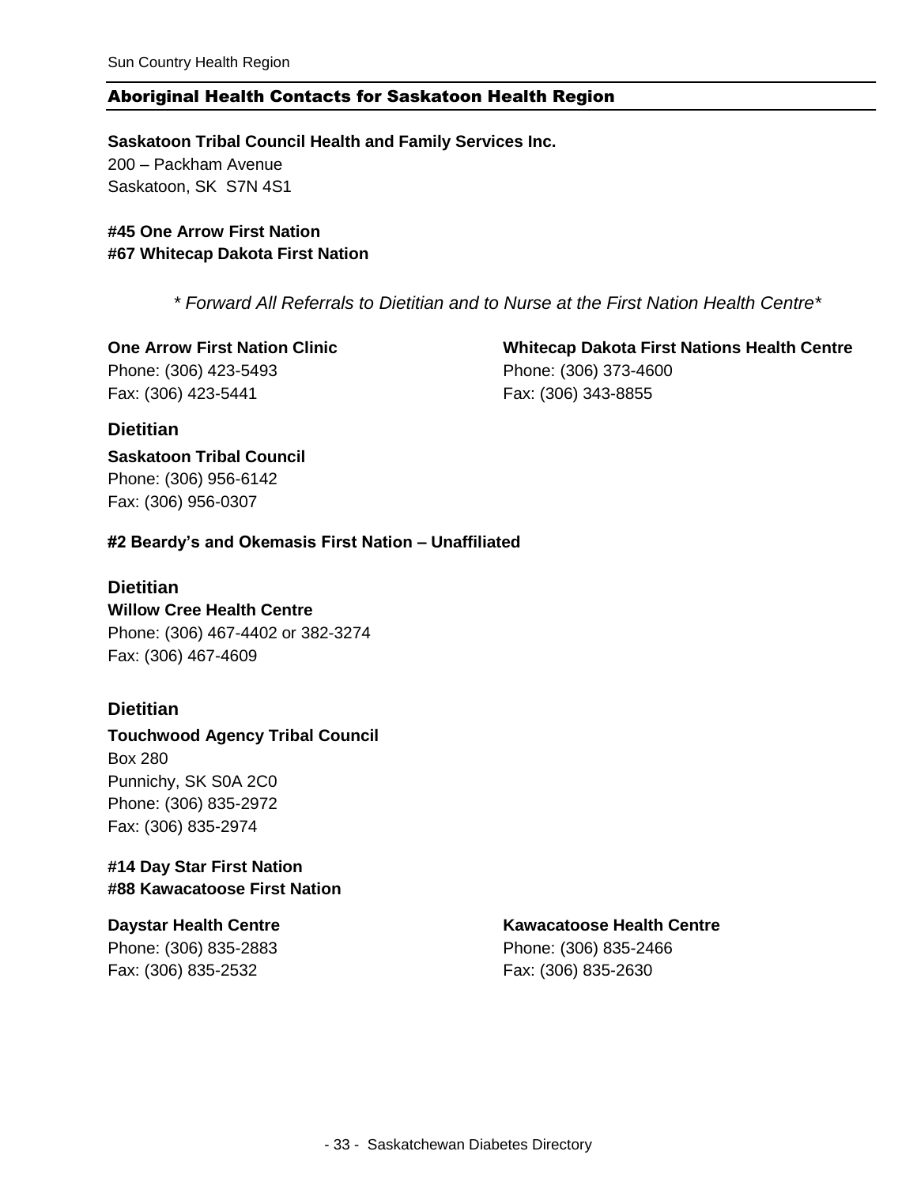## Aboriginal Health Contacts for Saskatoon Health Region

**Saskatoon Tribal Council Health and Family Services Inc.**
200 – Packham Avenue
Saskatoon, SK  S7N 4S1

**#45 One Arrow First Nation**
**#67 Whitecap Dakota First Nation**

*\* Forward All Referrals to Dietitian and to Nurse at the First Nation Health Centre\**

**One Arrow First Nation Clinic**
Phone: (306) 423-5493
Fax: (306) 423-5441

**Whitecap Dakota First Nations Health Centre**
Phone: (306) 373-4600
Fax: (306) 343-8855

### Dietitian

**Saskatoon Tribal Council**
Phone: (306) 956-6142
Fax: (306) 956-0307

**#2 Beardy's and Okemasis First Nation – Unaffiliated**

### Dietitian

**Willow Cree Health Centre**
Phone: (306) 467-4402 or 382-3274
Fax: (306) 467-4609

### Dietitian

**Touchwood Agency Tribal Council**
Box 280
Punnichy, SK S0A 2C0
Phone: (306) 835-2972
Fax: (306) 835-2974

**#14 Day Star First Nation**
**#88 Kawacatoose First Nation**

**Daystar Health Centre**
Phone: (306) 835-2883
Fax: (306) 835-2532

**Kawacatoose Health Centre**
Phone: (306) 835-2466
Fax: (306) 835-2630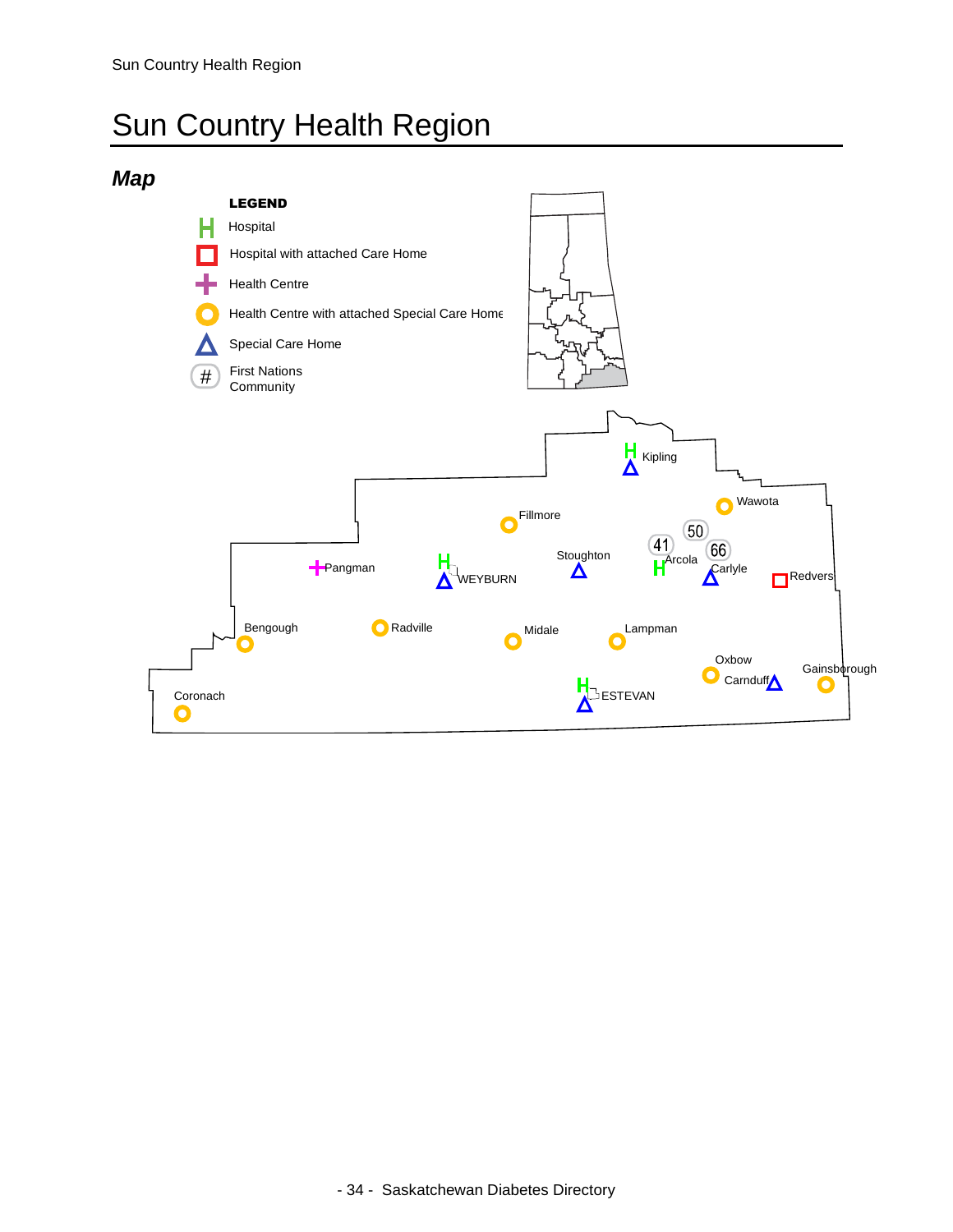# Sun Country Health Region

## *Map*

**LEGEND**

- Hospital
- Hospital with attached Care Home
- Health Centre
- Health Centre with attached Special Care Home
- Special Care Home
- First Nations Community

Kipling
Wawota
Fillmore
50
41
66
Pangman
Stoughton
Arcola
WEYBURN
Carlyle
Redvers
Bengough
Radville
Midale
Lampman
Oxbow
Carnduff
Gainsborough
Coronach
ESTEVAN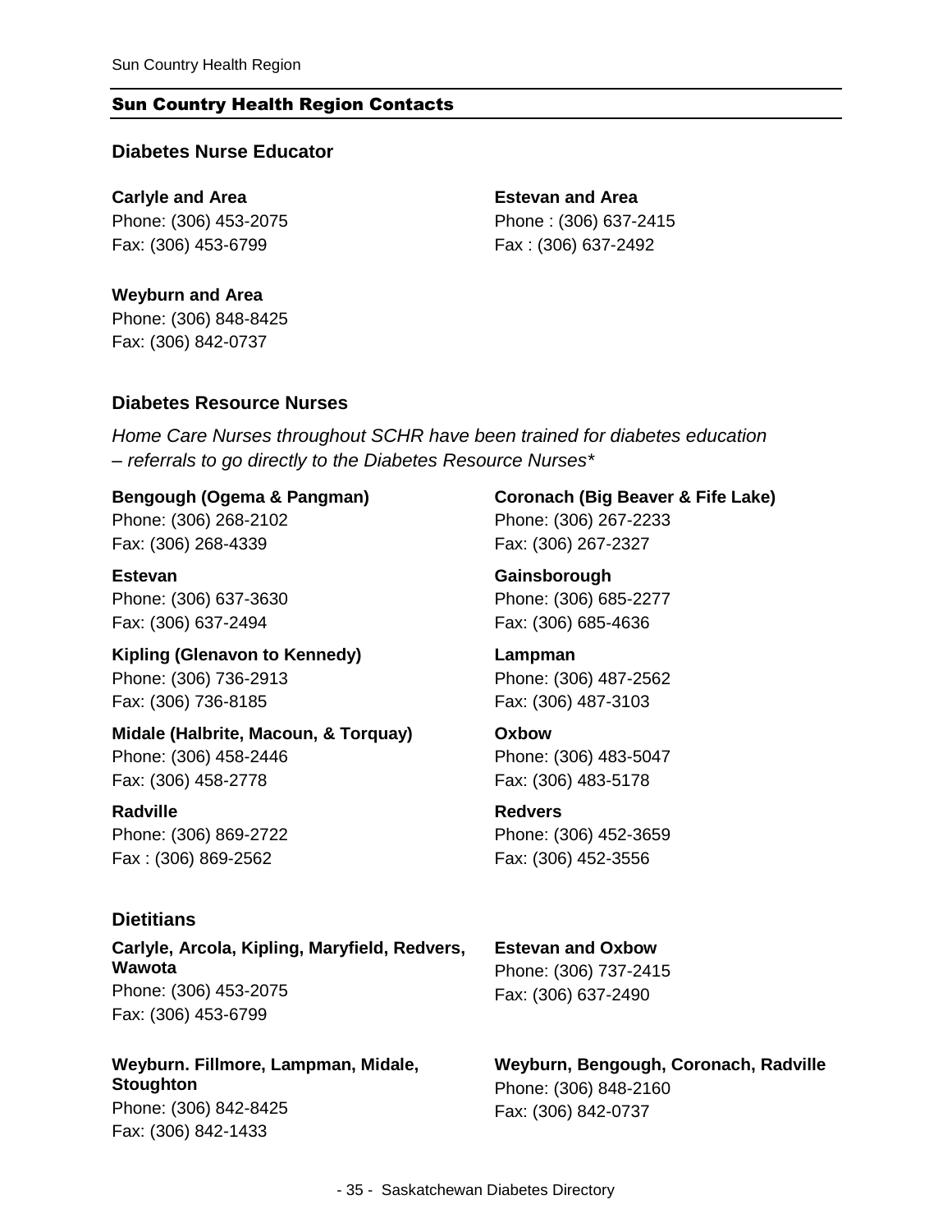## Sun Country Health Region Contacts

### Diabetes Nurse Educator

**Carlyle and Area**
Phone: (306) 453-2075
Fax: (306) 453-6799

**Estevan and Area**
Phone : (306) 637-2415
Fax : (306) 637-2492

**Weyburn and Area**
Phone: (306) 848-8425
Fax: (306) 842-0737

### Diabetes Resource Nurses

*Home Care Nurses throughout SCHR have been trained for diabetes education – referrals to go directly to the Diabetes Resource Nurses**

**Bengough (Ogema & Pangman)**
Phone: (306) 268-2102
Fax: (306) 268-4339

**Coronach (Big Beaver & Fife Lake)**
Phone: (306) 267-2233
Fax: (306) 267-2327

**Estevan**
Phone: (306) 637-3630
Fax: (306) 637-2494

**Gainsborough**
Phone: (306) 685-2277
Fax: (306) 685-4636

**Kipling (Glenavon to Kennedy)**
Phone: (306) 736-2913
Fax: (306) 736-8185

**Lampman**
Phone: (306) 487-2562
Fax: (306) 487-3103

**Midale (Halbrite, Macoun, & Torquay)**
Phone: (306) 458-2446
Fax: (306) 458-2778

**Oxbow**
Phone: (306) 483-5047
Fax: (306) 483-5178

**Radville**
Phone: (306) 869-2722
Fax : (306) 869-2562

**Redvers**
Phone: (306) 452-3659
Fax: (306) 452-3556

### Dietitians

**Carlyle, Arcola, Kipling, Maryfield, Redvers, Wawota**
Phone: (306) 453-2075
Fax: (306) 453-6799

**Estevan and Oxbow**
Phone: (306) 737-2415
Fax: (306) 637-2490

**Weyburn. Fillmore, Lampman, Midale, Stoughton**
Phone: (306) 842-8425
Fax: (306) 842-1433

**Weyburn, Bengough, Coronach, Radville**
Phone: (306) 848-2160
Fax: (306) 842-0737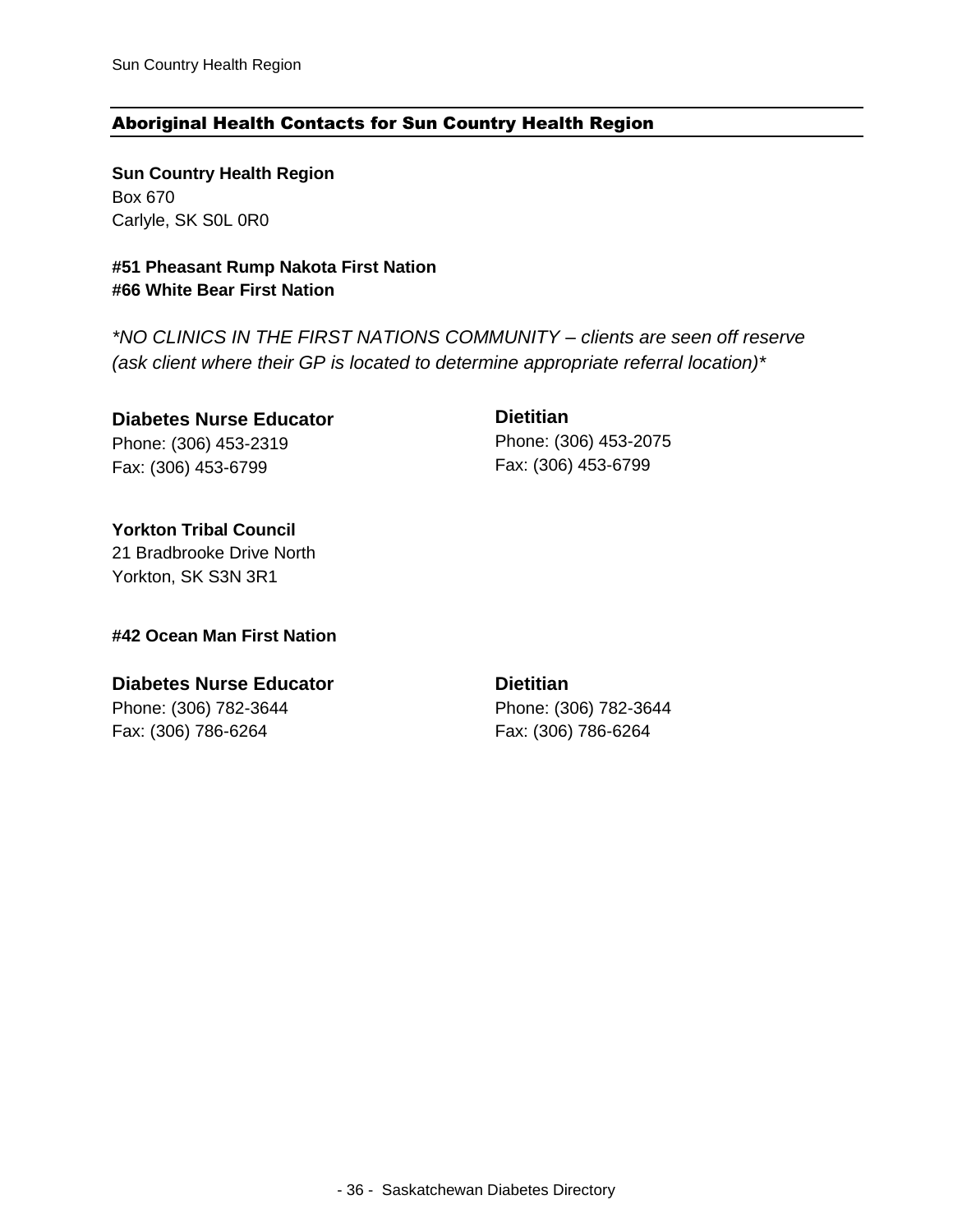## Aboriginal Health Contacts for Sun Country Health Region

**Sun Country Health Region**
Box 670
Carlyle, SK S0L 0R0

**#51 Pheasant Rump Nakota First Nation**
**#66 White Bear First Nation**

*\*NO CLINICS IN THE FIRST NATIONS COMMUNITY – clients are seen off reserve (ask client where their GP is located to determine appropriate referral location)\**

**Diabetes Nurse Educator**
Phone: (306) 453-2319
Fax: (306) 453-6799

**Dietitian**
Phone: (306) 453-2075
Fax: (306) 453-6799

**Yorkton Tribal Council**
21 Bradbrooke Drive North
Yorkton, SK S3N 3R1

**#42 Ocean Man First Nation**

**Diabetes Nurse Educator**
Phone: (306) 782-3644
Fax: (306) 786-6264

**Dietitian**
Phone: (306) 782-3644
Fax: (306) 786-6264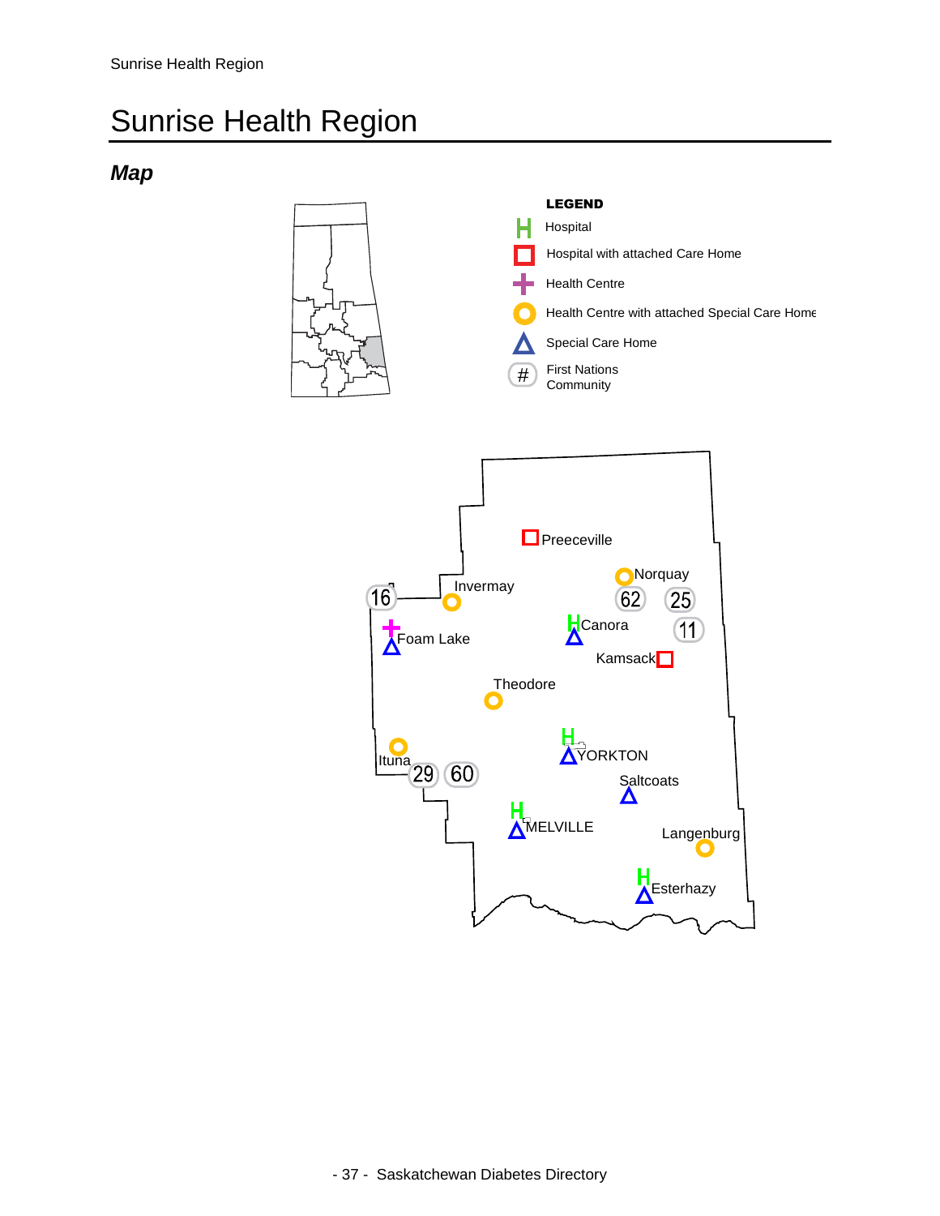# Sunrise Health Region

## *Map*

**LEGEND**

- Hospital
- Hospital with attached Care Home
- Health Centre
- Health Centre with attached Special Care Home
- Special Care Home
- First Nations Community

Preeceville

Norquay

Invermay

16

62

25

Canora

11

Foam Lake

Kamsack

Theodore

Ituna

29

60

YORKTON

Saltcoats

MELVILLE

Langenburg

Esterhazy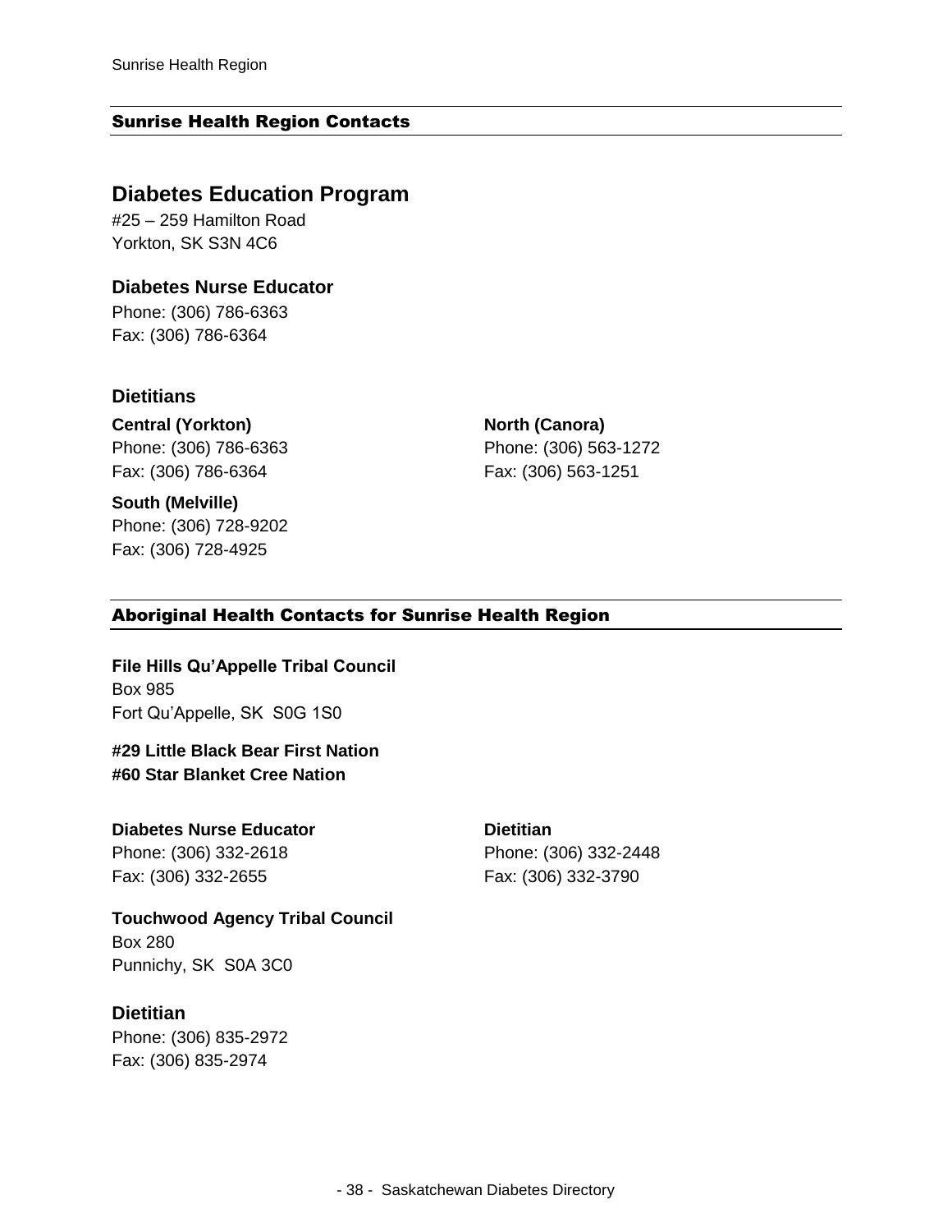## Sunrise Health Region Contacts

# Diabetes Education Program

#25 – 259 Hamilton Road
Yorkton, SK S3N 4C6

### Diabetes Nurse Educator

Phone: (306) 786-6363
Fax: (306) 786-6364

### Dietitians

**Central (Yorkton)**
Phone: (306) 786-6363
Fax: (306) 786-6364

**North (Canora)**
Phone: (306) 563-1272
Fax: (306) 563-1251

**South (Melville)**
Phone: (306) 728-9202
Fax: (306) 728-4925

## Aboriginal Health Contacts for Sunrise Health Region

**File Hills Qu'Appelle Tribal Council**
Box 985
Fort Qu'Appelle, SK  S0G 1S0

**#29 Little Black Bear First Nation**
**#60 Star Blanket Cree Nation**

**Diabetes Nurse Educator**
Phone: (306) 332-2618
Fax: (306) 332-2655

**Dietitian**
Phone: (306) 332-2448
Fax: (306) 332-3790

**Touchwood Agency Tribal Council**
Box 280
Punnichy, SK  S0A 3C0

### Dietitian

Phone: (306) 835-2972
Fax: (306) 835-2974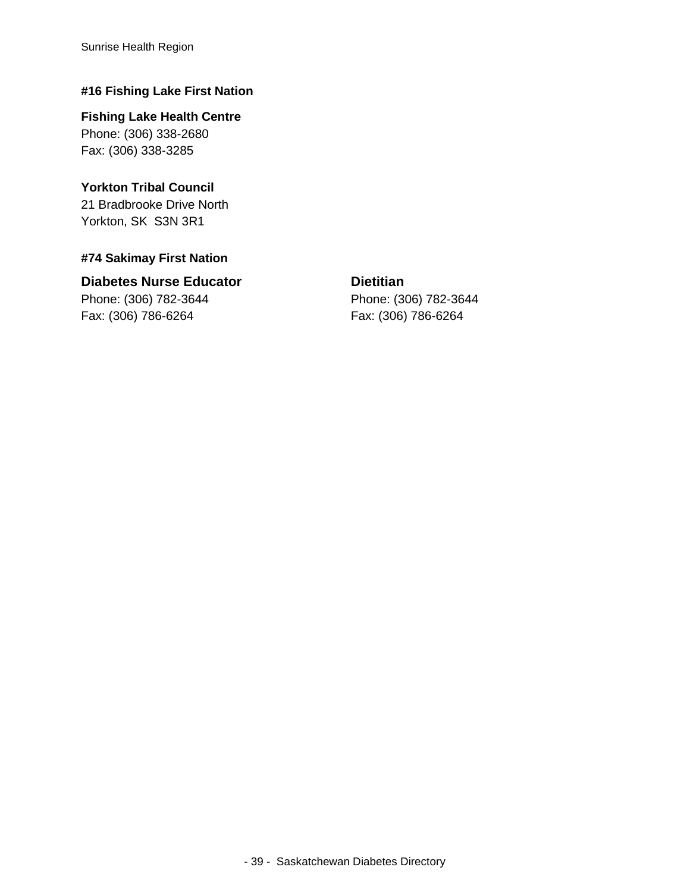### #16 Fishing Lake First Nation

**Fishing Lake Health Centre**
Phone: (306) 338-2680
Fax: (306) 338-3285

**Yorkton Tribal Council**
21 Bradbrooke Drive North
Yorkton, SK  S3N 3R1

### #74 Sakimay First Nation

**Diabetes Nurse Educator**
Phone: (306) 782-3644
Fax: (306) 786-6264

**Dietitian**
Phone: (306) 782-3644
Fax: (306) 786-6264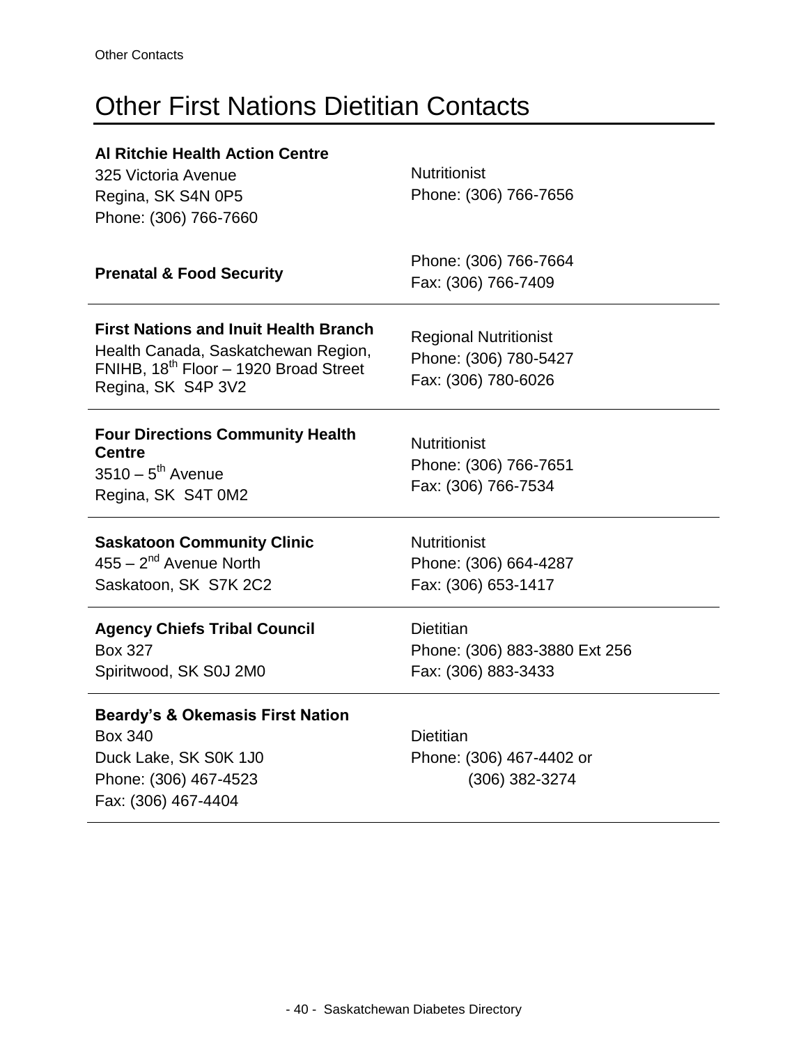# Other First Nations Dietitian Contacts

| | |
|---|---|
| **Al Ritchie Health Action Centre**<br>325 Victoria Avenue<br>Regina, SK S4N 0P5<br>Phone: (306) 766-7660 | Nutritionist<br>Phone: (306) 766-7656 |
| **Prenatal & Food Security** | Phone: (306) 766-7664<br>Fax: (306) 766-7409 |
| **First Nations and Inuit Health Branch**<br>Health Canada, Saskatchewan Region, FNIHB, 18th Floor – 1920 Broad Street<br>Regina, SK S4P 3V2 | Regional Nutritionist<br>Phone: (306) 780-5427<br>Fax: (306) 780-6026 |
| **Four Directions Community Health Centre**<br>3510 – 5th Avenue<br>Regina, SK S4T 0M2 | Nutritionist<br>Phone: (306) 766-7651<br>Fax: (306) 766-7534 |
| **Saskatoon Community Clinic**<br>455 – 2nd Avenue North<br>Saskatoon, SK S7K 2C2 | Nutritionist<br>Phone: (306) 664-4287<br>Fax: (306) 653-1417 |
| **Agency Chiefs Tribal Council**<br>Box 327<br>Spiritwood, SK S0J 2M0 | Dietitian<br>Phone: (306) 883-3880 Ext 256<br>Fax: (306) 883-3433 |
| **Beardy's & Okemasis First Nation**<br>Box 340<br>Duck Lake, SK S0K 1J0<br>Phone: (306) 467-4523<br>Fax: (306) 467-4404 | Dietitian<br>Phone: (306) 467-4402 or<br>(306) 382-3274 |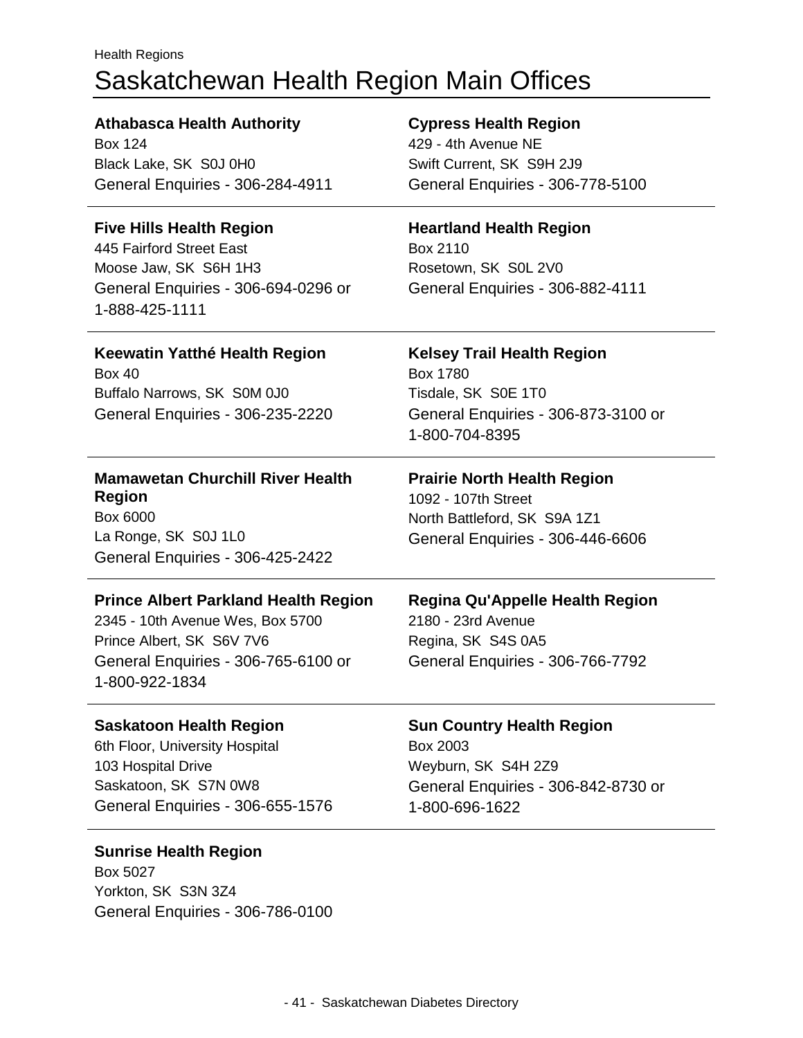Health Regions

# Saskatchewan Health Region Main Offices

**Athabasca Health Authority**
Box 124
Black Lake, SK S0J 0H0
General Enquiries - 306-284-4911

**Cypress Health Region**
429 - 4th Avenue NE
Swift Current, SK S9H 2J9
General Enquiries - 306-778-5100

**Five Hills Health Region**
445 Fairford Street East
Moose Jaw, SK S6H 1H3
General Enquiries - 306-694-0296 or 1-888-425-1111

**Heartland Health Region**
Box 2110
Rosetown, SK S0L 2V0
General Enquiries - 306-882-4111

**Keewatin Yatthé Health Region**
Box 40
Buffalo Narrows, SK S0M 0J0
General Enquiries - 306-235-2220

**Kelsey Trail Health Region**
Box 1780
Tisdale, SK S0E 1T0
General Enquiries - 306-873-3100 or 1-800-704-8395

**Mamawetan Churchill River Health Region**
Box 6000
La Ronge, SK S0J 1L0
General Enquiries - 306-425-2422

**Prairie North Health Region**
1092 - 107th Street
North Battleford, SK S9A 1Z1
General Enquiries - 306-446-6606

**Prince Albert Parkland Health Region**
2345 - 10th Avenue Wes, Box 5700
Prince Albert, SK S6V 7V6
General Enquiries - 306-765-6100 or 1-800-922-1834

**Regina Qu'Appelle Health Region**
2180 - 23rd Avenue
Regina, SK S4S 0A5
General Enquiries - 306-766-7792

**Saskatoon Health Region**
6th Floor, University Hospital
103 Hospital Drive
Saskatoon, SK S7N 0W8
General Enquiries - 306-655-1576

**Sun Country Health Region**
Box 2003
Weyburn, SK S4H 2Z9
General Enquiries - 306-842-8730 or 1-800-696-1622

**Sunrise Health Region**
Box 5027
Yorkton, SK S3N 3Z4
General Enquiries - 306-786-0100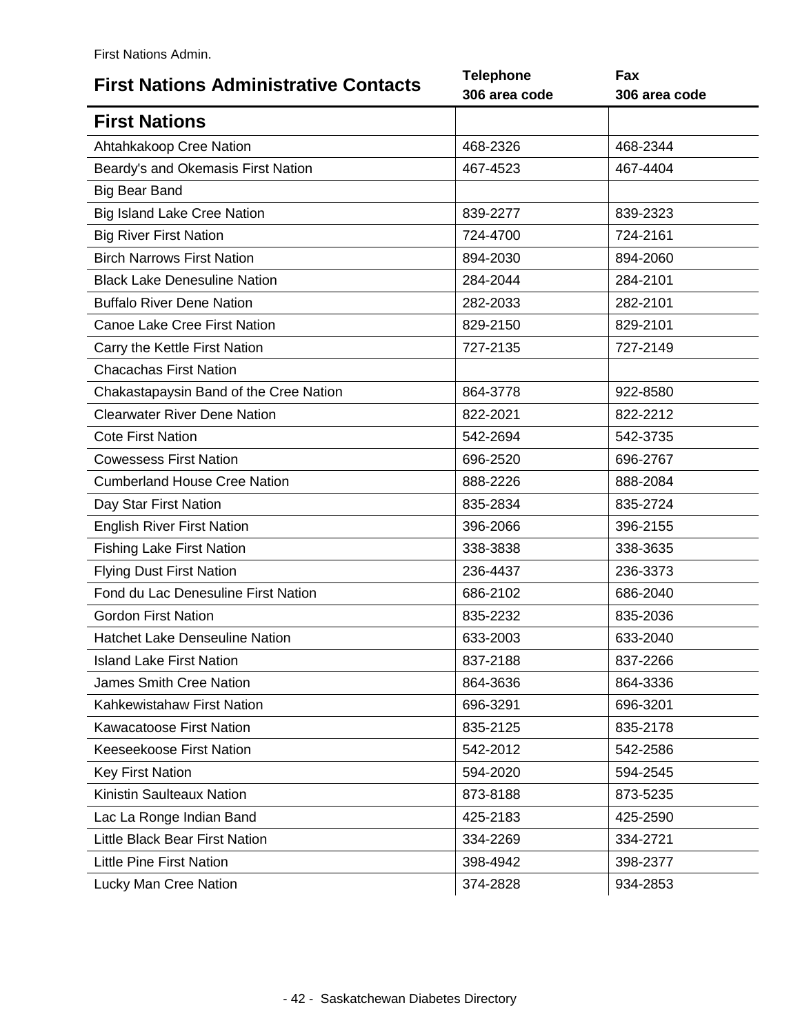| First Nations Administrative Contacts | Telephone 306 area code | Fax 306 area code |
|---|---|---|
| **First Nations** | | |
| Ahtahkakoop Cree Nation | 468-2326 | 468-2344 |
| Beardy's and Okemasis First Nation | 467-4523 | 467-4404 |
| Big Bear Band | | |
| Big Island Lake Cree Nation | 839-2277 | 839-2323 |
| Big River First Nation | 724-4700 | 724-2161 |
| Birch Narrows First Nation | 894-2030 | 894-2060 |
| Black Lake Denesuline Nation | 284-2044 | 284-2101 |
| Buffalo River Dene Nation | 282-2033 | 282-2101 |
| Canoe Lake Cree First Nation | 829-2150 | 829-2101 |
| Carry the Kettle First Nation | 727-2135 | 727-2149 |
| Chacachas First Nation | | |
| Chakastapaysin Band of the Cree Nation | 864-3778 | 922-8580 |
| Clearwater River Dene Nation | 822-2021 | 822-2212 |
| Cote First Nation | 542-2694 | 542-3735 |
| Cowessess First Nation | 696-2520 | 696-2767 |
| Cumberland House Cree Nation | 888-2226 | 888-2084 |
| Day Star First Nation | 835-2834 | 835-2724 |
| English River First Nation | 396-2066 | 396-2155 |
| Fishing Lake First Nation | 338-3838 | 338-3635 |
| Flying Dust First Nation | 236-4437 | 236-3373 |
| Fond du Lac Denesuline First Nation | 686-2102 | 686-2040 |
| Gordon First Nation | 835-2232 | 835-2036 |
| Hatchet Lake Denseuline Nation | 633-2003 | 633-2040 |
| Island Lake First Nation | 837-2188 | 837-2266 |
| James Smith Cree Nation | 864-3636 | 864-3336 |
| Kahkewistahaw First Nation | 696-3291 | 696-3201 |
| Kawacatoose First Nation | 835-2125 | 835-2178 |
| Keeseekoose First Nation | 542-2012 | 542-2586 |
| Key First Nation | 594-2020 | 594-2545 |
| Kinistin Saulteaux Nation | 873-8188 | 873-5235 |
| Lac La Ronge Indian Band | 425-2183 | 425-2590 |
| Little Black Bear First Nation | 334-2269 | 334-2721 |
| Little Pine First Nation | 398-4942 | 398-2377 |
| Lucky Man Cree Nation | 374-2828 | 934-2853 |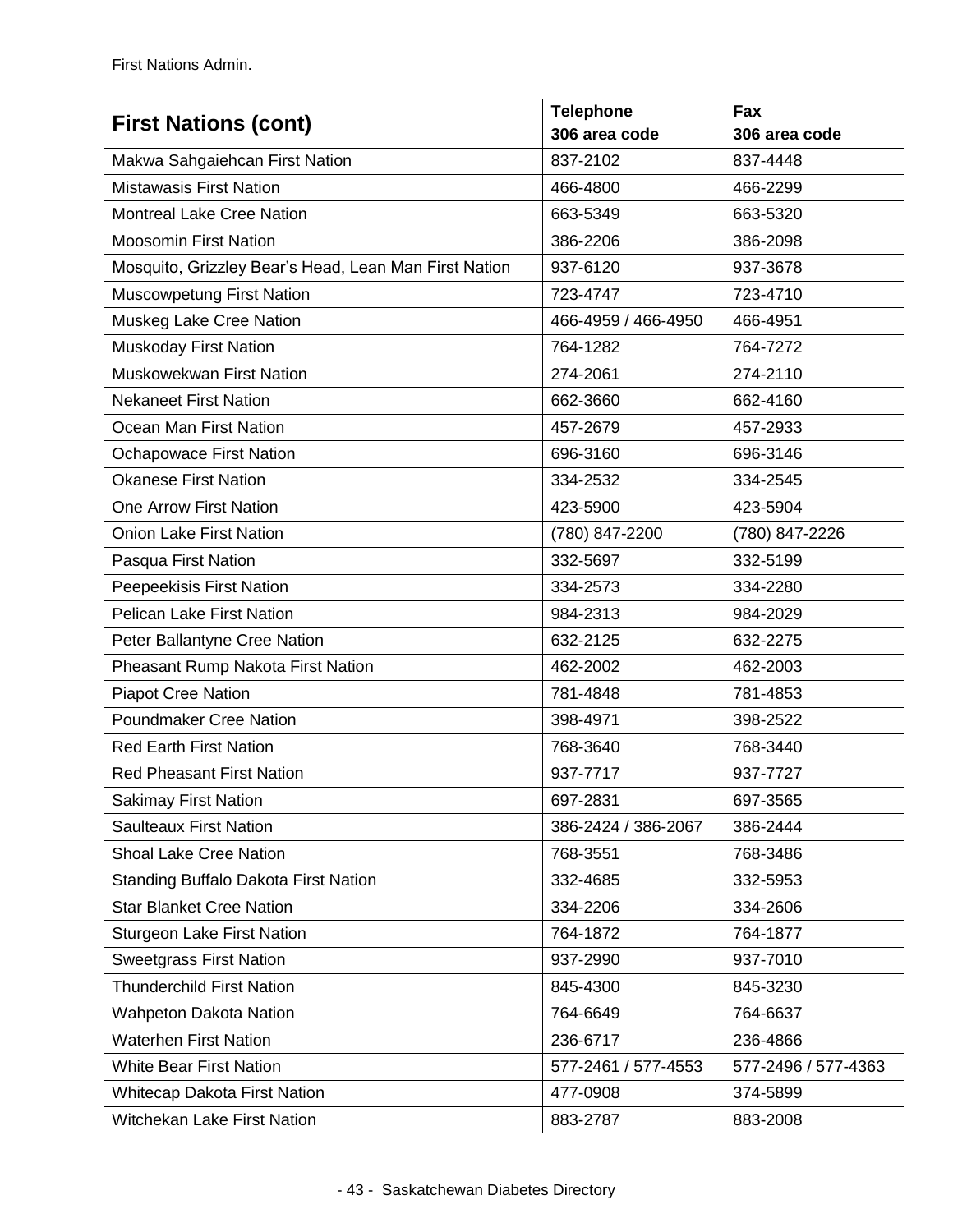| First Nations (cont) | Telephone 306 area code | Fax 306 area code |
|---|---|---|
| Makwa Sahgaiehcan First Nation | 837-2102 | 837-4448 |
| Mistawasis First Nation | 466-4800 | 466-2299 |
| Montreal Lake Cree Nation | 663-5349 | 663-5320 |
| Moosomin First Nation | 386-2206 | 386-2098 |
| Mosquito, Grizzley Bear's Head, Lean Man First Nation | 937-6120 | 937-3678 |
| Muscowpetung First Nation | 723-4747 | 723-4710 |
| Muskeg Lake Cree Nation | 466-4959 / 466-4950 | 466-4951 |
| Muskoday First Nation | 764-1282 | 764-7272 |
| Muskowekwan First Nation | 274-2061 | 274-2110 |
| Nekaneet First Nation | 662-3660 | 662-4160 |
| Ocean Man First Nation | 457-2679 | 457-2933 |
| Ochapowace First Nation | 696-3160 | 696-3146 |
| Okanese First Nation | 334-2532 | 334-2545 |
| One Arrow First Nation | 423-5900 | 423-5904 |
| Onion Lake First Nation | (780) 847-2200 | (780) 847-2226 |
| Pasqua First Nation | 332-5697 | 332-5199 |
| Peepeekisis First Nation | 334-2573 | 334-2280 |
| Pelican Lake First Nation | 984-2313 | 984-2029 |
| Peter Ballantyne Cree Nation | 632-2125 | 632-2275 |
| Pheasant Rump Nakota First Nation | 462-2002 | 462-2003 |
| Piapot Cree Nation | 781-4848 | 781-4853 |
| Poundmaker Cree Nation | 398-4971 | 398-2522 |
| Red Earth First Nation | 768-3640 | 768-3440 |
| Red Pheasant First Nation | 937-7717 | 937-7727 |
| Sakimay First Nation | 697-2831 | 697-3565 |
| Saulteaux First Nation | 386-2424 / 386-2067 | 386-2444 |
| Shoal Lake Cree Nation | 768-3551 | 768-3486 |
| Standing Buffalo Dakota First Nation | 332-4685 | 332-5953 |
| Star Blanket Cree Nation | 334-2206 | 334-2606 |
| Sturgeon Lake First Nation | 764-1872 | 764-1877 |
| Sweetgrass First Nation | 937-2990 | 937-7010 |
| Thunderchild First Nation | 845-4300 | 845-3230 |
| Wahpeton Dakota Nation | 764-6649 | 764-6637 |
| Waterhen First Nation | 236-6717 | 236-4866 |
| White Bear First Nation | 577-2461 / 577-4553 | 577-2496 / 577-4363 |
| Whitecap Dakota First Nation | 477-0908 | 374-5899 |
| Witchekan Lake First Nation | 883-2787 | 883-2008 |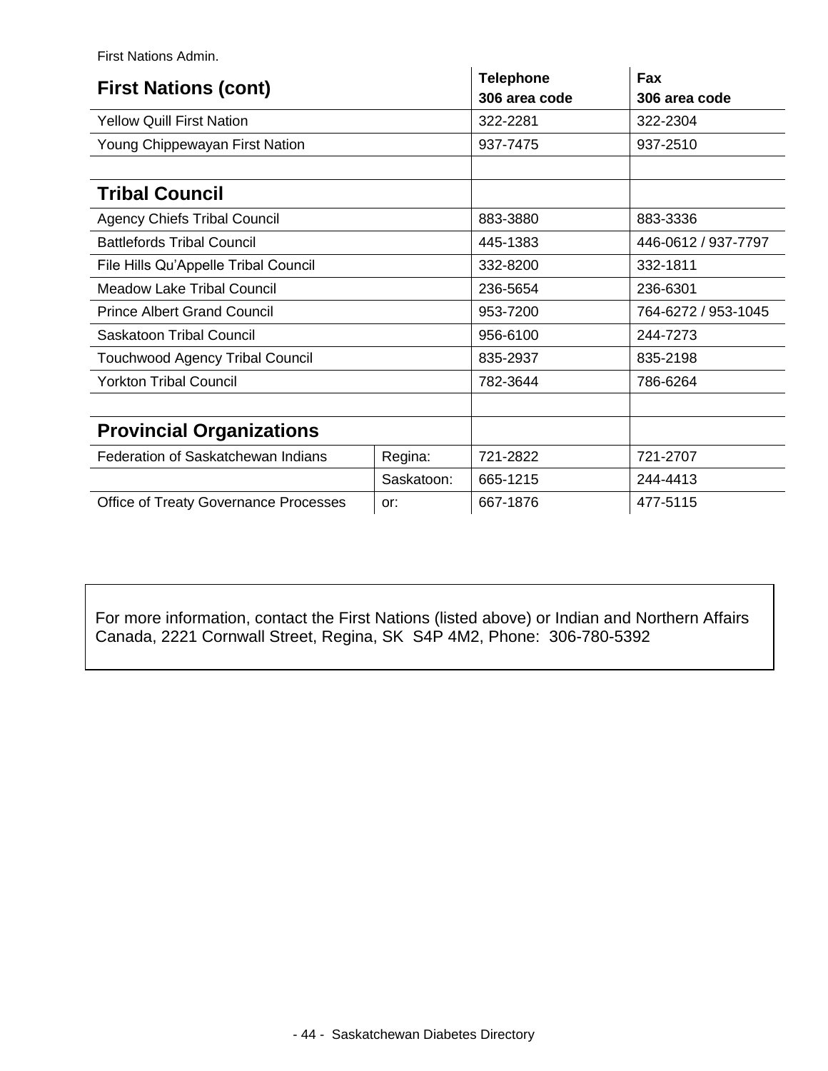First Nations Admin.

| First Nations (cont) | | Telephone 306 area code | Fax 306 area code |
|---|---|---|---|
| Yellow Quill First Nation | | 322-2281 | 322-2304 |
| Young Chippewayan First Nation | | 937-7475 | 937-2510 |
| | | | |
| **Tribal Council** | | | |
| Agency Chiefs Tribal Council | | 883-3880 | 883-3336 |
| Battlefords Tribal Council | | 445-1383 | 446-0612 / 937-7797 |
| File Hills Qu'Appelle Tribal Council | | 332-8200 | 332-1811 |
| Meadow Lake Tribal Council | | 236-5654 | 236-6301 |
| Prince Albert Grand Council | | 953-7200 | 764-6272 / 953-1045 |
| Saskatoon Tribal Council | | 956-6100 | 244-7273 |
| Touchwood Agency Tribal Council | | 835-2937 | 835-2198 |
| Yorkton Tribal Council | | 782-3644 | 786-6264 |
| | | | |
| **Provincial Organizations** | | | |
| Federation of Saskatchewan Indians | Regina: | 721-2822 | 721-2707 |
| | Saskatoon: | 665-1215 | 244-4413 |
| Office of Treaty Governance Processes | or: | 667-1876 | 477-5115 |

For more information, contact the First Nations (listed above) or Indian and Northern Affairs Canada, 2221 Cornwall Street, Regina, SK S4P 4M2, Phone: 306-780-5392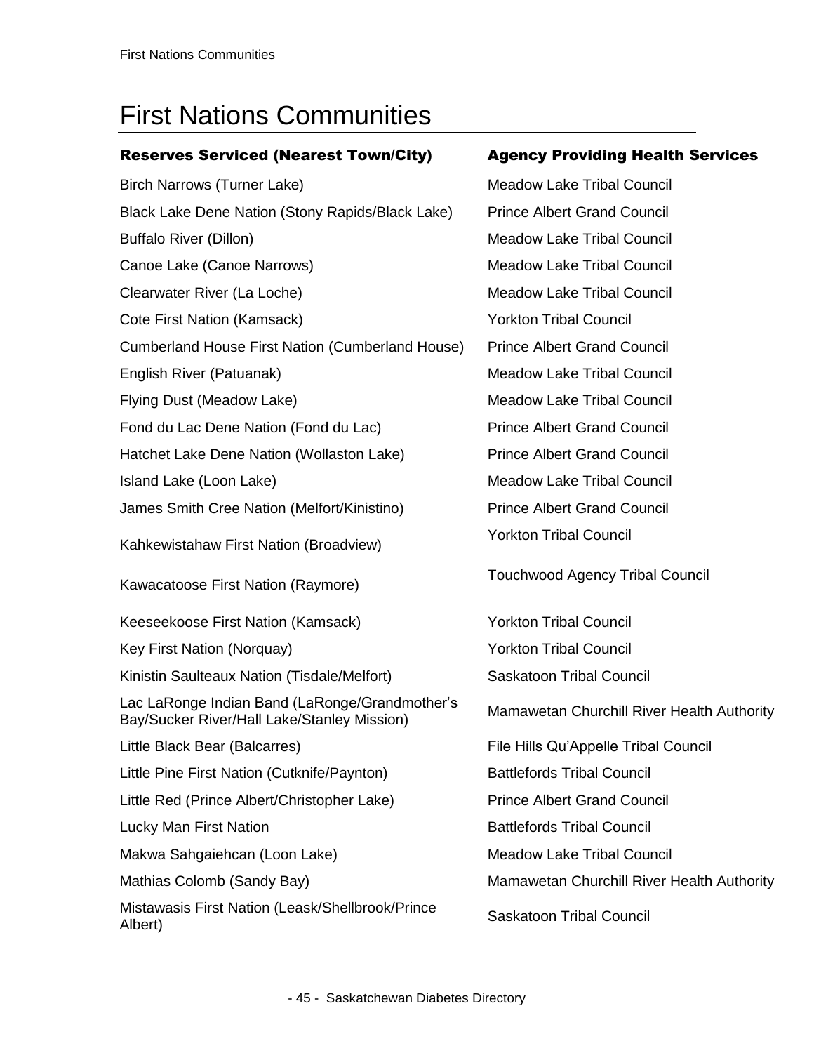# First Nations Communities

| Reserves Serviced (Nearest Town/City) | Agency Providing Health Services |
|---|---|
| Birch Narrows (Turner Lake) | Meadow Lake Tribal Council |
| Black Lake Dene Nation (Stony Rapids/Black Lake) | Prince Albert Grand Council |
| Buffalo River (Dillon) | Meadow Lake Tribal Council |
| Canoe Lake (Canoe Narrows) | Meadow Lake Tribal Council |
| Clearwater River (La Loche) | Meadow Lake Tribal Council |
| Cote First Nation (Kamsack) | Yorkton Tribal Council |
| Cumberland House First Nation (Cumberland House) | Prince Albert Grand Council |
| English River (Patuanak) | Meadow Lake Tribal Council |
| Flying Dust (Meadow Lake) | Meadow Lake Tribal Council |
| Fond du Lac Dene Nation (Fond du Lac) | Prince Albert Grand Council |
| Hatchet Lake Dene Nation (Wollaston Lake) | Prince Albert Grand Council |
| Island Lake (Loon Lake) | Meadow Lake Tribal Council |
| James Smith Cree Nation (Melfort/Kinistino) | Prince Albert Grand Council |
| Kahkewistahaw First Nation (Broadview) | Yorkton Tribal Council |
| Kawacatoose First Nation (Raymore) | Touchwood Agency Tribal Council |
| Keeseekoose First Nation (Kamsack) | Yorkton Tribal Council |
| Key First Nation (Norquay) | Yorkton Tribal Council |
| Kinistin Saulteaux Nation (Tisdale/Melfort) | Saskatoon Tribal Council |
| Lac LaRonge Indian Band (LaRonge/Grandmother's Bay/Sucker River/Hall Lake/Stanley Mission) | Mamawetan Churchill River Health Authority |
| Little Black Bear (Balcarres) | File Hills Qu'Appelle Tribal Council |
| Little Pine First Nation (Cutknife/Paynton) | Battlefords Tribal Council |
| Little Red (Prince Albert/Christopher Lake) | Prince Albert Grand Council |
| Lucky Man First Nation | Battlefords Tribal Council |
| Makwa Sahgaiehcan (Loon Lake) | Meadow Lake Tribal Council |
| Mathias Colomb (Sandy Bay) | Mamawetan Churchill River Health Authority |
| Mistawasis First Nation (Leask/Shellbrook/Prince Albert) | Saskatoon Tribal Council |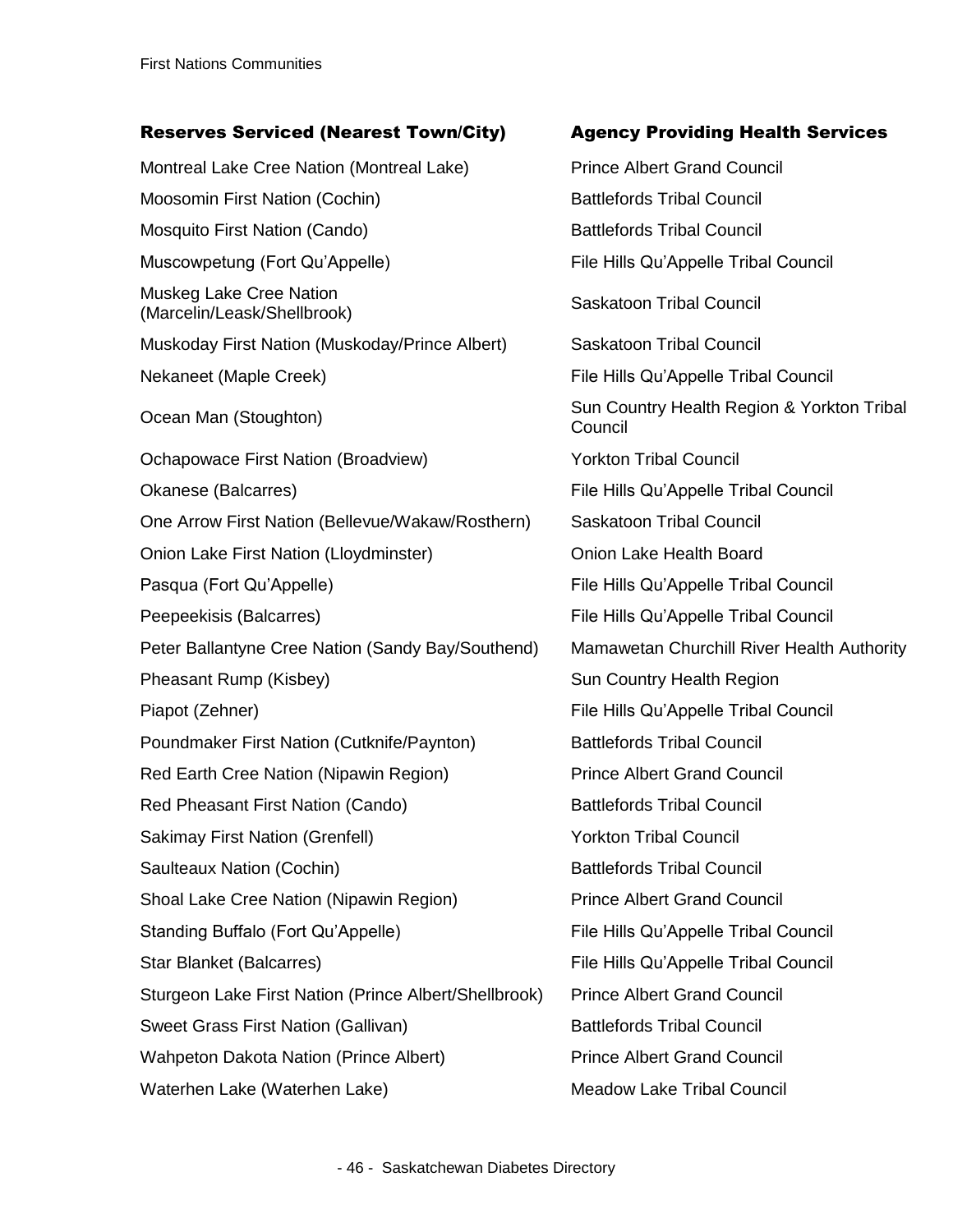| Reserves Serviced (Nearest Town/City) | Agency Providing Health Services |
| --- | --- |
| Montreal Lake Cree Nation (Montreal Lake) | Prince Albert Grand Council |
| Moosomin First Nation (Cochin) | Battlefords Tribal Council |
| Mosquito First Nation (Cando) | Battlefords Tribal Council |
| Muscowpetung (Fort Qu'Appelle) | File Hills Qu'Appelle Tribal Council |
| Muskeg Lake Cree Nation (Marcelin/Leask/Shellbrook) | Saskatoon Tribal Council |
| Muskoday First Nation (Muskoday/Prince Albert) | Saskatoon Tribal Council |
| Nekaneet (Maple Creek) | File Hills Qu'Appelle Tribal Council |
| Ocean Man (Stoughton) | Sun Country Health Region & Yorkton Tribal Council |
| Ochapowace First Nation (Broadview) | Yorkton Tribal Council |
| Okanese (Balcarres) | File Hills Qu'Appelle Tribal Council |
| One Arrow First Nation (Bellevue/Wakaw/Rosthern) | Saskatoon Tribal Council |
| Onion Lake First Nation (Lloydminster) | Onion Lake Health Board |
| Pasqua (Fort Qu'Appelle) | File Hills Qu'Appelle Tribal Council |
| Peepeekisis (Balcarres) | File Hills Qu'Appelle Tribal Council |
| Peter Ballantyne Cree Nation (Sandy Bay/Southend) | Mamawetan Churchill River Health Authority |
| Pheasant Rump (Kisbey) | Sun Country Health Region |
| Piapot (Zehner) | File Hills Qu'Appelle Tribal Council |
| Poundmaker First Nation (Cutknife/Paynton) | Battlefords Tribal Council |
| Red Earth Cree Nation (Nipawin Region) | Prince Albert Grand Council |
| Red Pheasant First Nation (Cando) | Battlefords Tribal Council |
| Sakimay First Nation (Grenfell) | Yorkton Tribal Council |
| Saulteaux Nation (Cochin) | Battlefords Tribal Council |
| Shoal Lake Cree Nation (Nipawin Region) | Prince Albert Grand Council |
| Standing Buffalo (Fort Qu'Appelle) | File Hills Qu'Appelle Tribal Council |
| Star Blanket (Balcarres) | File Hills Qu'Appelle Tribal Council |
| Sturgeon Lake First Nation (Prince Albert/Shellbrook) | Prince Albert Grand Council |
| Sweet Grass First Nation (Gallivan) | Battlefords Tribal Council |
| Wahpeton Dakota Nation (Prince Albert) | Prince Albert Grand Council |
| Waterhen Lake (Waterhen Lake) | Meadow Lake Tribal Council |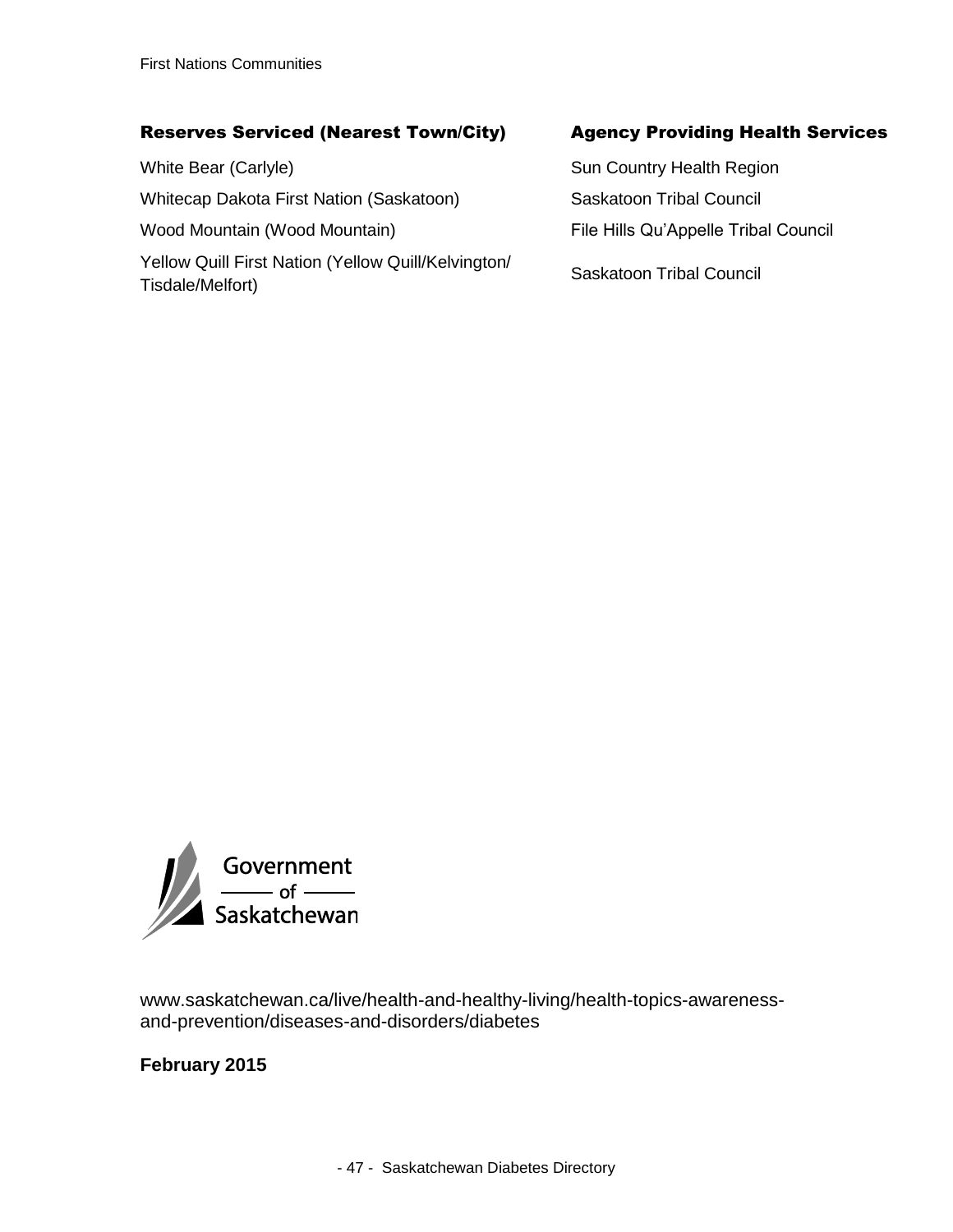| Reserves Serviced (Nearest Town/City) | Agency Providing Health Services |
|---|---|
| White Bear (Carlyle) | Sun Country Health Region |
| Whitecap Dakota First Nation (Saskatoon) | Saskatoon Tribal Council |
| Wood Mountain (Wood Mountain) | File Hills Qu'Appelle Tribal Council |
| Yellow Quill First Nation (Yellow Quill/Kelvington/ Tisdale/Melfort) | Saskatoon Tribal Council |

Government of Saskatchewan

www.saskatchewan.ca/live/health-and-healthy-living/health-topics-awareness-and-prevention/diseases-and-disorders/diabetes

**February 2015**